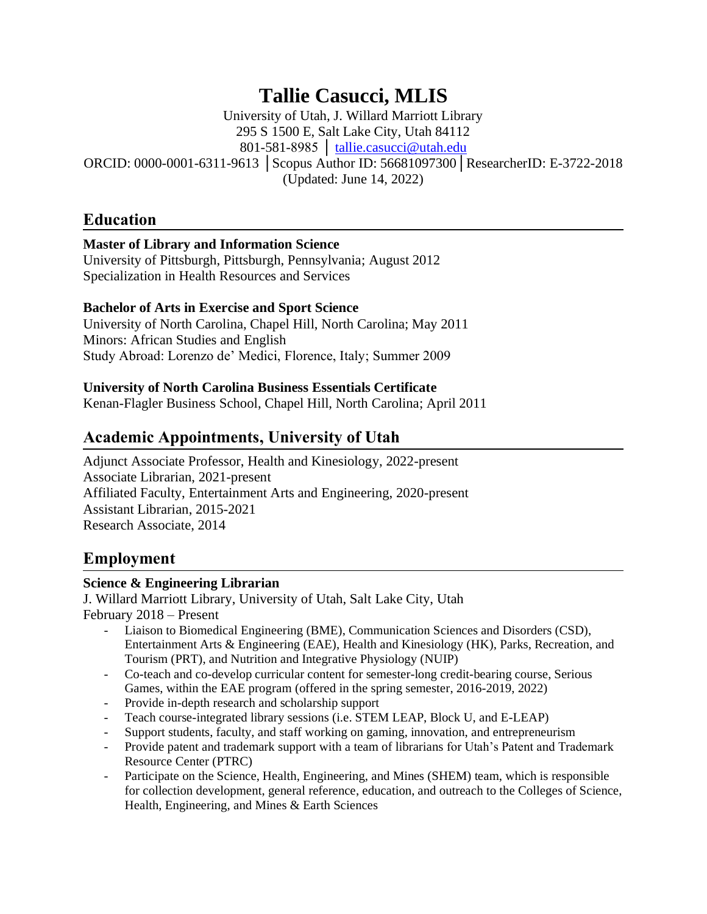# Tallie Casucci, MLIS

University of Utah, J. Willard Marriott Library
295 S 1500 E, Salt Lake City, Utah 84112
801-581-8985 │ tallie.casucci@utah.edu
ORCID: 0000-0001-6311-9613 │Scopus Author ID: 56681097300│ResearcherID: E-3722-2018
(Updated: June 14, 2022)

## Education

**Master of Library and Information Science**
University of Pittsburgh, Pittsburgh, Pennsylvania; August 2012
Specialization in Health Resources and Services

**Bachelor of Arts in Exercise and Sport Science**
University of North Carolina, Chapel Hill, North Carolina; May 2011
Minors: African Studies and English
Study Abroad: Lorenzo de' Medici, Florence, Italy; Summer 2009

**University of North Carolina Business Essentials Certificate**
Kenan-Flagler Business School, Chapel Hill, North Carolina; April 2011

## Academic Appointments, University of Utah

Adjunct Associate Professor, Health and Kinesiology, 2022-present
Associate Librarian, 2021-present
Affiliated Faculty, Entertainment Arts and Engineering, 2020-present
Assistant Librarian, 2015-2021
Research Associate, 2014

## Employment

**Science & Engineering Librarian**
J. Willard Marriott Library, University of Utah, Salt Lake City, Utah
February 2018 – Present

- Liaison to Biomedical Engineering (BME), Communication Sciences and Disorders (CSD), Entertainment Arts & Engineering (EAE), Health and Kinesiology (HK), Parks, Recreation, and Tourism (PRT), and Nutrition and Integrative Physiology (NUIP)
- Co-teach and co-develop curricular content for semester-long credit-bearing course, Serious Games, within the EAE program (offered in the spring semester, 2016-2019, 2022)
- Provide in-depth research and scholarship support
- Teach course-integrated library sessions (i.e. STEM LEAP, Block U, and E-LEAP)
- Support students, faculty, and staff working on gaming, innovation, and entrepreneurism
- Provide patent and trademark support with a team of librarians for Utah's Patent and Trademark Resource Center (PTRC)
- Participate on the Science, Health, Engineering, and Mines (SHEM) team, which is responsible for collection development, general reference, education, and outreach to the Colleges of Science, Health, Engineering, and Mines & Earth Sciences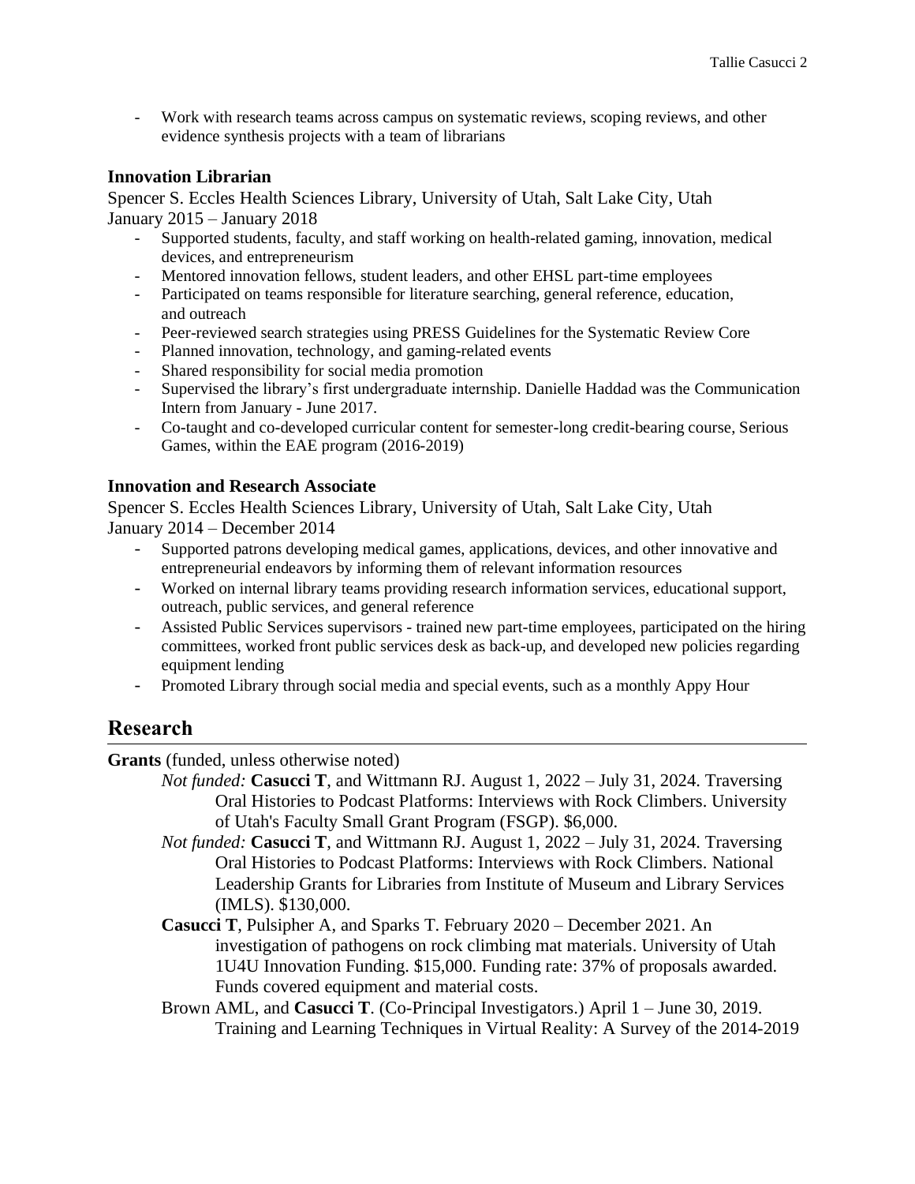- Work with research teams across campus on systematic reviews, scoping reviews, and other evidence synthesis projects with a team of librarians

### Innovation Librarian

Spencer S. Eccles Health Sciences Library, University of Utah, Salt Lake City, Utah
January 2015 – January 2018

- Supported students, faculty, and staff working on health-related gaming, innovation, medical devices, and entrepreneurism
- Mentored innovation fellows, student leaders, and other EHSL part-time employees
- Participated on teams responsible for literature searching, general reference, education, and outreach
- Peer-reviewed search strategies using PRESS Guidelines for the Systematic Review Core
- Planned innovation, technology, and gaming-related events
- Shared responsibility for social media promotion
- Supervised the library's first undergraduate internship. Danielle Haddad was the Communication Intern from January - June 2017.
- Co-taught and co-developed curricular content for semester-long credit-bearing course, Serious Games, within the EAE program (2016-2019)

### Innovation and Research Associate

Spencer S. Eccles Health Sciences Library, University of Utah, Salt Lake City, Utah
January 2014 – December 2014

- Supported patrons developing medical games, applications, devices, and other innovative and entrepreneurial endeavors by informing them of relevant information resources
- Worked on internal library teams providing research information services, educational support, outreach, public services, and general reference
- Assisted Public Services supervisors - trained new part-time employees, participated on the hiring committees, worked front public services desk as back-up, and developed new policies regarding equipment lending
- Promoted Library through social media and special events, such as a monthly Appy Hour

## Research

**Grants** (funded, unless otherwise noted)

*Not funded:* **Casucci T**, and Wittmann RJ. August 1, 2022 – July 31, 2024. Traversing Oral Histories to Podcast Platforms: Interviews with Rock Climbers. University of Utah's Faculty Small Grant Program (FSGP). $6,000.

*Not funded:* **Casucci T**, and Wittmann RJ. August 1, 2022 – July 31, 2024. Traversing Oral Histories to Podcast Platforms: Interviews with Rock Climbers. National Leadership Grants for Libraries from Institute of Museum and Library Services (IMLS). $130,000.

**Casucci T**, Pulsipher A, and Sparks T. February 2020 – December 2021. An investigation of pathogens on rock climbing mat materials. University of Utah 1U4U Innovation Funding. $15,000. Funding rate: 37% of proposals awarded. Funds covered equipment and material costs.

Brown AML, and **Casucci T**. (Co-Principal Investigators.) April 1 – June 30, 2019. Training and Learning Techniques in Virtual Reality: A Survey of the 2014-2019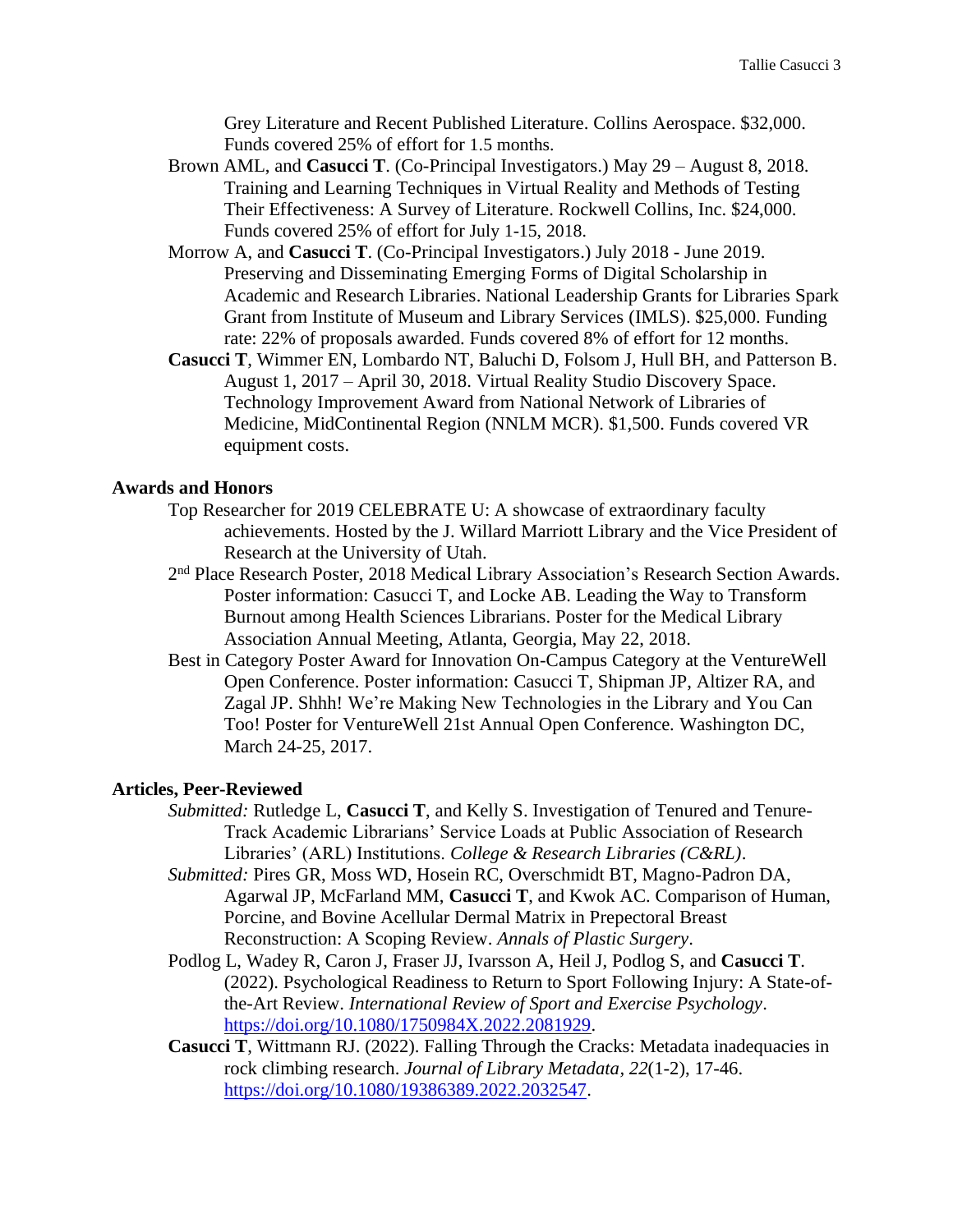Grey Literature and Recent Published Literature. Collins Aerospace. $32,000. Funds covered 25% of effort for 1.5 months.

Brown AML, and **Casucci T**. (Co-Principal Investigators.) May 29 – August 8, 2018. Training and Learning Techniques in Virtual Reality and Methods of Testing Their Effectiveness: A Survey of Literature. Rockwell Collins, Inc. $24,000. Funds covered 25% of effort for July 1-15, 2018.

Morrow A, and **Casucci T**. (Co-Principal Investigators.) July 2018 - June 2019. Preserving and Disseminating Emerging Forms of Digital Scholarship in Academic and Research Libraries. National Leadership Grants for Libraries Spark Grant from Institute of Museum and Library Services (IMLS). $25,000. Funding rate: 22% of proposals awarded. Funds covered 8% of effort for 12 months.

**Casucci T**, Wimmer EN, Lombardo NT, Baluchi D, Folsom J, Hull BH, and Patterson B. August 1, 2017 – April 30, 2018. Virtual Reality Studio Discovery Space. Technology Improvement Award from National Network of Libraries of Medicine, MidContinental Region (NNLM MCR). $1,500. Funds covered VR equipment costs.

## Awards and Honors

Top Researcher for 2019 CELEBRATE U: A showcase of extraordinary faculty achievements. Hosted by the J. Willard Marriott Library and the Vice President of Research at the University of Utah.

2nd Place Research Poster, 2018 Medical Library Association's Research Section Awards. Poster information: Casucci T, and Locke AB. Leading the Way to Transform Burnout among Health Sciences Librarians. Poster for the Medical Library Association Annual Meeting, Atlanta, Georgia, May 22, 2018.

Best in Category Poster Award for Innovation On-Campus Category at the VentureWell Open Conference. Poster information: Casucci T, Shipman JP, Altizer RA, and Zagal JP. Shhh! We're Making New Technologies in the Library and You Can Too! Poster for VentureWell 21st Annual Open Conference. Washington DC, March 24-25, 2017.

## Articles, Peer-Reviewed

*Submitted:* Rutledge L, **Casucci T**, and Kelly S. Investigation of Tenured and Tenure-Track Academic Librarians' Service Loads at Public Association of Research Libraries' (ARL) Institutions. *College & Research Libraries (C&RL)*.

*Submitted:* Pires GR, Moss WD, Hosein RC, Overschmidt BT, Magno-Padron DA, Agarwal JP, McFarland MM, **Casucci T**, and Kwok AC. Comparison of Human, Porcine, and Bovine Acellular Dermal Matrix in Prepectoral Breast Reconstruction: A Scoping Review. *Annals of Plastic Surgery*.

Podlog L, Wadey R, Caron J, Fraser JJ, Ivarsson A, Heil J, Podlog S, and **Casucci T**. (2022). Psychological Readiness to Return to Sport Following Injury: A State-of-the-Art Review. *International Review of Sport and Exercise Psychology*. https://doi.org/10.1080/1750984X.2022.2081929.

**Casucci T**, Wittmann RJ. (2022). Falling Through the Cracks: Metadata inadequacies in rock climbing research. *Journal of Library Metadata*, *22*(1-2), 17-46. https://doi.org/10.1080/19386389.2022.2032547.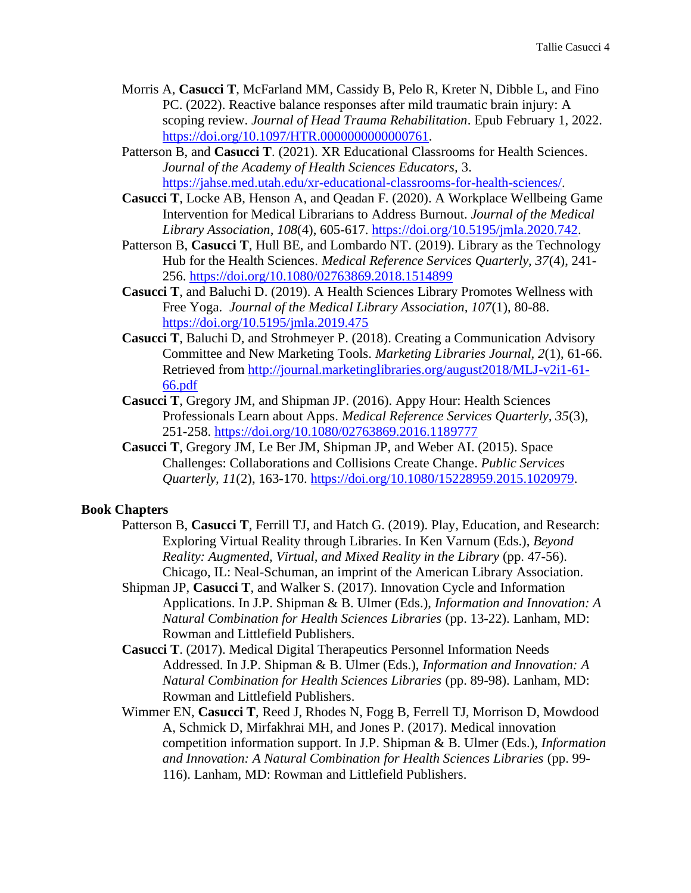Morris A, **Casucci T**, McFarland MM, Cassidy B, Pelo R, Kreter N, Dibble L, and Fino PC. (2022). Reactive balance responses after mild traumatic brain injury: A scoping review. *Journal of Head Trauma Rehabilitation*. Epub February 1, 2022. https://doi.org/10.1097/HTR.0000000000000761.

Patterson B, and **Casucci T**. (2021). XR Educational Classrooms for Health Sciences. *Journal of the Academy of Health Sciences Educators*, 3. https://jahse.med.utah.edu/xr-educational-classrooms-for-health-sciences/.

**Casucci T**, Locke AB, Henson A, and Qeadan F. (2020). A Workplace Wellbeing Game Intervention for Medical Librarians to Address Burnout. *Journal of the Medical Library Association, 108*(4), 605-617. https://doi.org/10.5195/jmla.2020.742.

Patterson B, **Casucci T**, Hull BE, and Lombardo NT. (2019). Library as the Technology Hub for the Health Sciences. *Medical Reference Services Quarterly, 37*(4), 241-256. https://doi.org/10.1080/02763869.2018.1514899

**Casucci T**, and Baluchi D. (2019). A Health Sciences Library Promotes Wellness with Free Yoga. *Journal of the Medical Library Association, 107*(1), 80-88. https://doi.org/10.5195/jmla.2019.475

**Casucci T**, Baluchi D, and Strohmeyer P. (2018). Creating a Communication Advisory Committee and New Marketing Tools. *Marketing Libraries Journal, 2*(1), 61-66. Retrieved from http://journal.marketinglibraries.org/august2018/MLJ-v2i1-61-66.pdf

**Casucci T**, Gregory JM, and Shipman JP. (2016). Appy Hour: Health Sciences Professionals Learn about Apps. *Medical Reference Services Quarterly, 35*(3), 251-258. https://doi.org/10.1080/02763869.2016.1189777

**Casucci T**, Gregory JM, Le Ber JM, Shipman JP, and Weber AI. (2015). Space Challenges: Collaborations and Collisions Create Change. *Public Services Quarterly, 11*(2), 163-170. https://doi.org/10.1080/15228959.2015.1020979.

## Book Chapters

Patterson B, **Casucci T**, Ferrill TJ, and Hatch G. (2019). Play, Education, and Research: Exploring Virtual Reality through Libraries. In Ken Varnum (Eds.), *Beyond Reality: Augmented, Virtual, and Mixed Reality in the Library* (pp. 47-56). Chicago, IL: Neal-Schuman, an imprint of the American Library Association.

Shipman JP, **Casucci T**, and Walker S. (2017). Innovation Cycle and Information Applications. In J.P. Shipman & B. Ulmer (Eds.), *Information and Innovation: A Natural Combination for Health Sciences Libraries* (pp. 13-22). Lanham, MD: Rowman and Littlefield Publishers.

**Casucci T**. (2017). Medical Digital Therapeutics Personnel Information Needs Addressed. In J.P. Shipman & B. Ulmer (Eds.), *Information and Innovation: A Natural Combination for Health Sciences Libraries* (pp. 89-98). Lanham, MD: Rowman and Littlefield Publishers.

Wimmer EN, **Casucci T**, Reed J, Rhodes N, Fogg B, Ferrell TJ, Morrison D, Mowdood A, Schmick D, Mirfakhrai MH, and Jones P. (2017). Medical innovation competition information support. In J.P. Shipman & B. Ulmer (Eds.), *Information and Innovation: A Natural Combination for Health Sciences Libraries* (pp. 99-116). Lanham, MD: Rowman and Littlefield Publishers.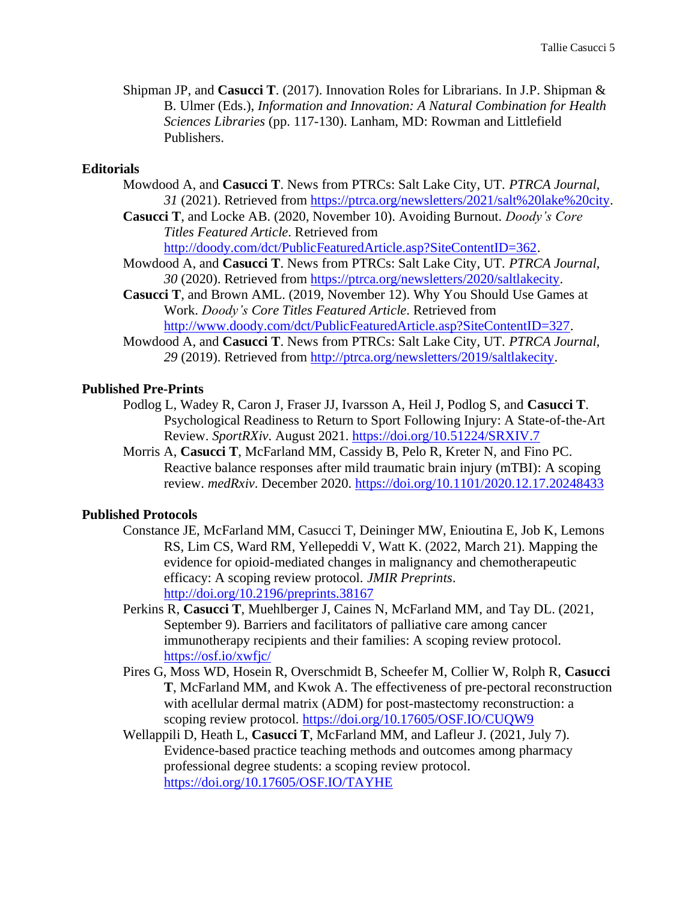Shipman JP, and **Casucci T**. (2017). Innovation Roles for Librarians. In J.P. Shipman & B. Ulmer (Eds.), *Information and Innovation: A Natural Combination for Health Sciences Libraries* (pp. 117-130). Lanham, MD: Rowman and Littlefield Publishers.

### Editorials

Mowdood A, and **Casucci T**. News from PTRCs: Salt Lake City, UT. *PTRCA Journal, 31* (2021). Retrieved from https://ptrca.org/newsletters/2021/salt%20lake%20city.

**Casucci T**, and Locke AB. (2020, November 10). Avoiding Burnout. *Doody's Core Titles Featured Article*. Retrieved from http://doody.com/dct/PublicFeaturedArticle.asp?SiteContentID=362.

Mowdood A, and **Casucci T**. News from PTRCs: Salt Lake City, UT. *PTRCA Journal, 30* (2020). Retrieved from https://ptrca.org/newsletters/2020/saltlakecity.

**Casucci T**, and Brown AML. (2019, November 12). Why You Should Use Games at Work. *Doody's Core Titles Featured Article*. Retrieved from http://www.doody.com/dct/PublicFeaturedArticle.asp?SiteContentID=327.

Mowdood A, and **Casucci T**. News from PTRCs: Salt Lake City, UT. *PTRCA Journal, 29* (2019). Retrieved from http://ptrca.org/newsletters/2019/saltlakecity.

### Published Pre-Prints

Podlog L, Wadey R, Caron J, Fraser JJ, Ivarsson A, Heil J, Podlog S, and **Casucci T**. Psychological Readiness to Return to Sport Following Injury: A State-of-the-Art Review. *SportRXiv*. August 2021. https://doi.org/10.51224/SRXIV.7

Morris A, **Casucci T**, McFarland MM, Cassidy B, Pelo R, Kreter N, and Fino PC. Reactive balance responses after mild traumatic brain injury (mTBI): A scoping review. *medRxiv*. December 2020. https://doi.org/10.1101/2020.12.17.20248433

### Published Protocols

Constance JE, McFarland MM, Casucci T, Deininger MW, Enioutina E, Job K, Lemons RS, Lim CS, Ward RM, Yellepeddi V, Watt K. (2022, March 21). Mapping the evidence for opioid-mediated changes in malignancy and chemotherapeutic efficacy: A scoping review protocol. *JMIR Preprints*. http://doi.org/10.2196/preprints.38167

Perkins R, **Casucci T**, Muehlberger J, Caines N, McFarland MM, and Tay DL. (2021, September 9). Barriers and facilitators of palliative care among cancer immunotherapy recipients and their families: A scoping review protocol. https://osf.io/xwfjc/

Pires G, Moss WD, Hosein R, Overschmidt B, Scheefer M, Collier W, Rolph R, **Casucci T**, McFarland MM, and Kwok A. The effectiveness of pre-pectoral reconstruction with acellular dermal matrix (ADM) for post-mastectomy reconstruction: a scoping review protocol. https://doi.org/10.17605/OSF.IO/CUQW9

Wellappili D, Heath L, **Casucci T**, McFarland MM, and Lafleur J. (2021, July 7). Evidence-based practice teaching methods and outcomes among pharmacy professional degree students: a scoping review protocol. https://doi.org/10.17605/OSF.IO/TAYHE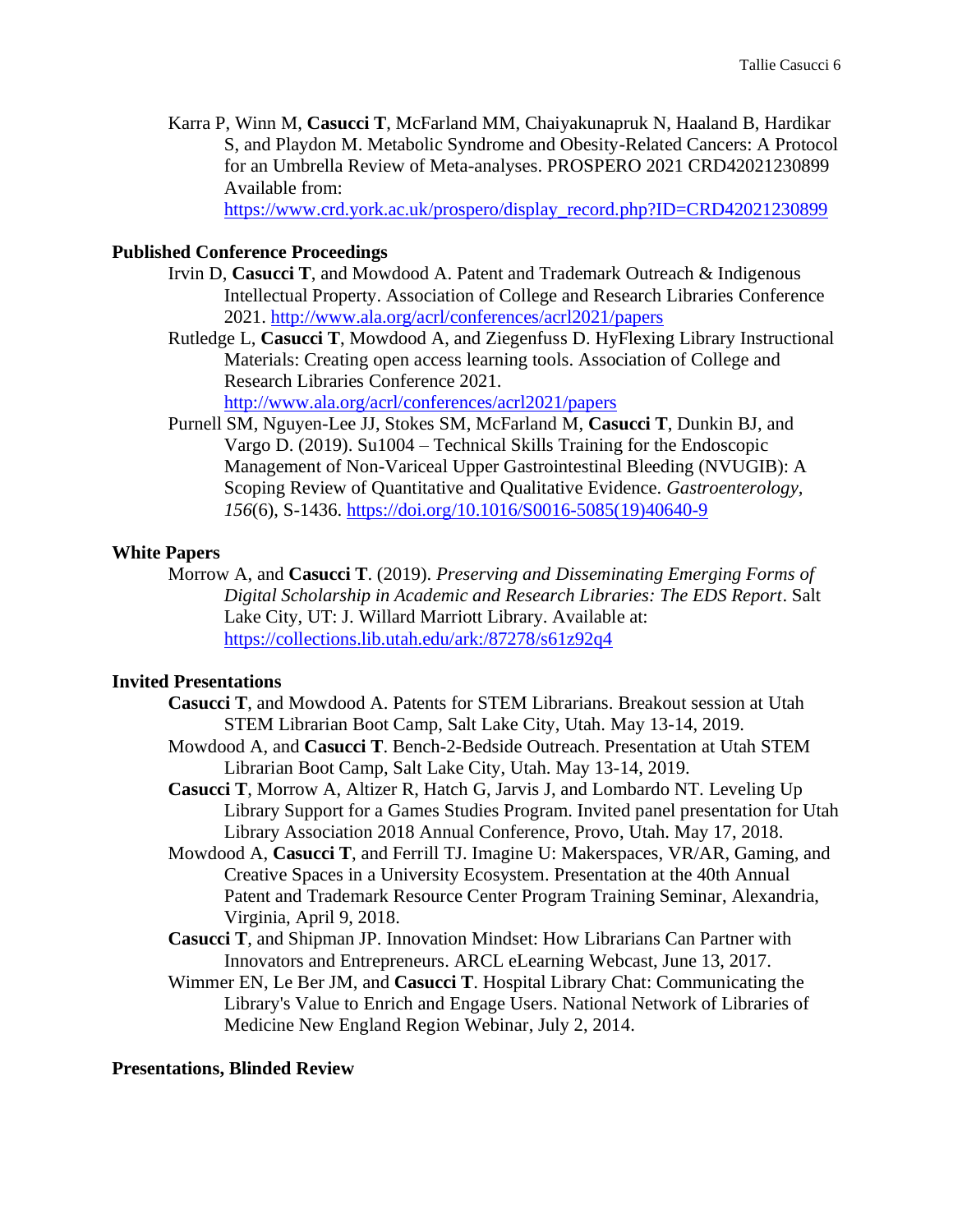Karra P, Winn M, **Casucci T**, McFarland MM, Chaiyakunapruk N, Haaland B, Hardikar S, and Playdon M. Metabolic Syndrome and Obesity-Related Cancers: A Protocol for an Umbrella Review of Meta-analyses. PROSPERO 2021 CRD42021230899 Available from: https://www.crd.york.ac.uk/prospero/display_record.php?ID=CRD42021230899

## Published Conference Proceedings

Irvin D, **Casucci T**, and Mowdood A. Patent and Trademark Outreach & Indigenous Intellectual Property. Association of College and Research Libraries Conference 2021. http://www.ala.org/acrl/conferences/acrl2021/papers

Rutledge L, **Casucci T**, Mowdood A, and Ziegenfuss D. HyFlexing Library Instructional Materials: Creating open access learning tools. Association of College and Research Libraries Conference 2021. http://www.ala.org/acrl/conferences/acrl2021/papers

Purnell SM, Nguyen-Lee JJ, Stokes SM, McFarland M, **Casucci T**, Dunkin BJ, and Vargo D. (2019). Su1004 – Technical Skills Training for the Endoscopic Management of Non-Variceal Upper Gastrointestinal Bleeding (NVUGIB): A Scoping Review of Quantitative and Qualitative Evidence. *Gastroenterology, 156*(6), S-1436. https://doi.org/10.1016/S0016-5085(19)40640-9

## White Papers

Morrow A, and **Casucci T**. (2019). *Preserving and Disseminating Emerging Forms of Digital Scholarship in Academic and Research Libraries: The EDS Report*. Salt Lake City, UT: J. Willard Marriott Library. Available at: https://collections.lib.utah.edu/ark:/87278/s61z92q4

## Invited Presentations

**Casucci T**, and Mowdood A. Patents for STEM Librarians. Breakout session at Utah STEM Librarian Boot Camp, Salt Lake City, Utah. May 13-14, 2019.

Mowdood A, and **Casucci T**. Bench-2-Bedside Outreach. Presentation at Utah STEM Librarian Boot Camp, Salt Lake City, Utah. May 13-14, 2019.

**Casucci T**, Morrow A, Altizer R, Hatch G, Jarvis J, and Lombardo NT. Leveling Up Library Support for a Games Studies Program. Invited panel presentation for Utah Library Association 2018 Annual Conference, Provo, Utah. May 17, 2018.

Mowdood A, **Casucci T**, and Ferrill TJ. Imagine U: Makerspaces, VR/AR, Gaming, and Creative Spaces in a University Ecosystem. Presentation at the 40th Annual Patent and Trademark Resource Center Program Training Seminar, Alexandria, Virginia, April 9, 2018.

**Casucci T**, and Shipman JP. Innovation Mindset: How Librarians Can Partner with Innovators and Entrepreneurs. ARCL eLearning Webcast, June 13, 2017.

Wimmer EN, Le Ber JM, and **Casucci T**. Hospital Library Chat: Communicating the Library's Value to Enrich and Engage Users. National Network of Libraries of Medicine New England Region Webinar, July 2, 2014.

## Presentations, Blinded Review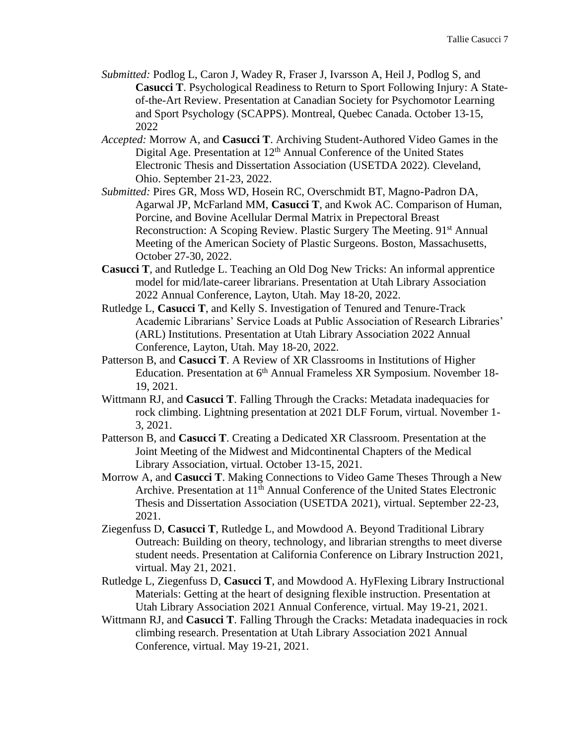*Submitted:* Podlog L, Caron J, Wadey R, Fraser J, Ivarsson A, Heil J, Podlog S, and **Casucci T**. Psychological Readiness to Return to Sport Following Injury: A State-of-the-Art Review. Presentation at Canadian Society for Psychomotor Learning and Sport Psychology (SCAPPS). Montreal, Quebec Canada. October 13-15, 2022

*Accepted:* Morrow A, and **Casucci T**. Archiving Student-Authored Video Games in the Digital Age. Presentation at 12th Annual Conference of the United States Electronic Thesis and Dissertation Association (USETDA 2022). Cleveland, Ohio. September 21-23, 2022.

*Submitted:* Pires GR, Moss WD, Hosein RC, Overschmidt BT, Magno-Padron DA, Agarwal JP, McFarland MM, **Casucci T**, and Kwok AC. Comparison of Human, Porcine, and Bovine Acellular Dermal Matrix in Prepectoral Breast Reconstruction: A Scoping Review. Plastic Surgery The Meeting. 91st Annual Meeting of the American Society of Plastic Surgeons. Boston, Massachusetts, October 27-30, 2022.

**Casucci T**, and Rutledge L. Teaching an Old Dog New Tricks: An informal apprentice model for mid/late-career librarians. Presentation at Utah Library Association 2022 Annual Conference, Layton, Utah. May 18-20, 2022.

Rutledge L, **Casucci T**, and Kelly S. Investigation of Tenured and Tenure-Track Academic Librarians' Service Loads at Public Association of Research Libraries' (ARL) Institutions. Presentation at Utah Library Association 2022 Annual Conference, Layton, Utah. May 18-20, 2022.

Patterson B, and **Casucci T**. A Review of XR Classrooms in Institutions of Higher Education. Presentation at 6th Annual Frameless XR Symposium. November 18-19, 2021.

Wittmann RJ, and **Casucci T**. Falling Through the Cracks: Metadata inadequacies for rock climbing. Lightning presentation at 2021 DLF Forum, virtual. November 1-3, 2021.

Patterson B, and **Casucci T**. Creating a Dedicated XR Classroom. Presentation at the Joint Meeting of the Midwest and Midcontinental Chapters of the Medical Library Association, virtual. October 13-15, 2021.

Morrow A, and **Casucci T**. Making Connections to Video Game Theses Through a New Archive. Presentation at 11th Annual Conference of the United States Electronic Thesis and Dissertation Association (USETDA 2021), virtual. September 22-23, 2021.

Ziegenfuss D, **Casucci T**, Rutledge L, and Mowdood A. Beyond Traditional Library Outreach: Building on theory, technology, and librarian strengths to meet diverse student needs. Presentation at California Conference on Library Instruction 2021, virtual. May 21, 2021.

Rutledge L, Ziegenfuss D, **Casucci T**, and Mowdood A. HyFlexing Library Instructional Materials: Getting at the heart of designing flexible instruction. Presentation at Utah Library Association 2021 Annual Conference, virtual. May 19-21, 2021.

Wittmann RJ, and **Casucci T**. Falling Through the Cracks: Metadata inadequacies in rock climbing research. Presentation at Utah Library Association 2021 Annual Conference, virtual. May 19-21, 2021.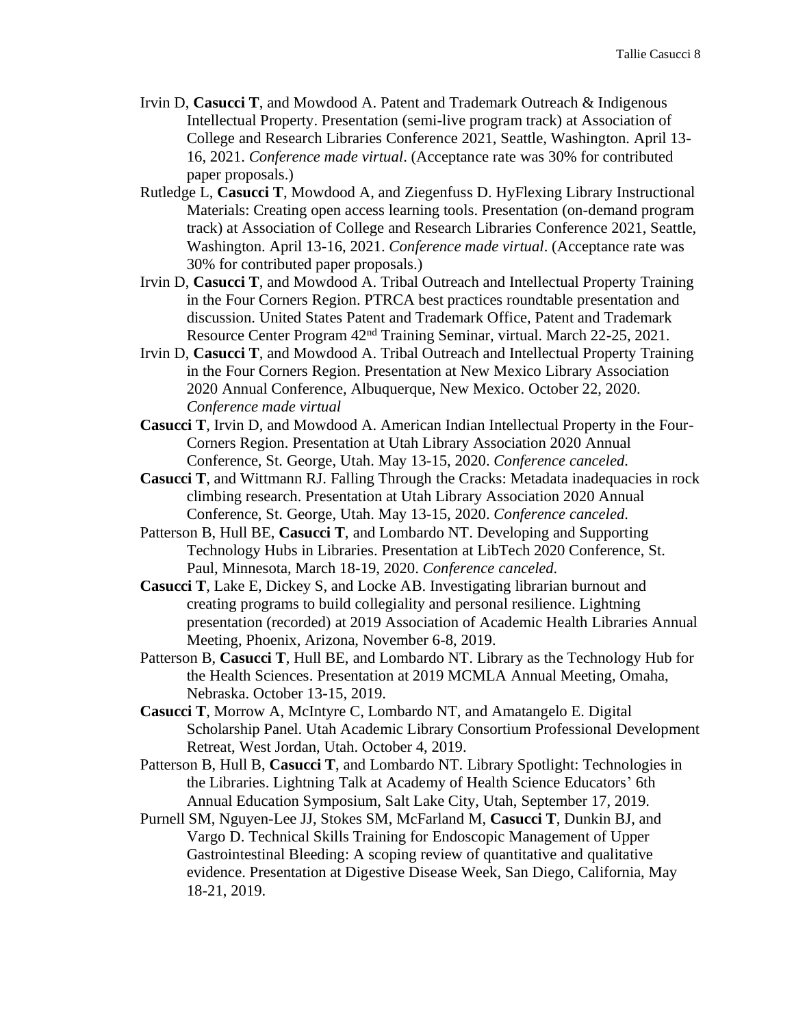Irvin D, **Casucci T**, and Mowdood A. Patent and Trademark Outreach & Indigenous Intellectual Property. Presentation (semi-live program track) at Association of College and Research Libraries Conference 2021, Seattle, Washington. April 13-16, 2021. *Conference made virtual*. (Acceptance rate was 30% for contributed paper proposals.)

Rutledge L, **Casucci T**, Mowdood A, and Ziegenfuss D. HyFlexing Library Instructional Materials: Creating open access learning tools. Presentation (on-demand program track) at Association of College and Research Libraries Conference 2021, Seattle, Washington. April 13-16, 2021. *Conference made virtual*. (Acceptance rate was 30% for contributed paper proposals.)

Irvin D, **Casucci T**, and Mowdood A. Tribal Outreach and Intellectual Property Training in the Four Corners Region. PTRCA best practices roundtable presentation and discussion. United States Patent and Trademark Office, Patent and Trademark Resource Center Program 42nd Training Seminar, virtual. March 22-25, 2021.

Irvin D, **Casucci T**, and Mowdood A. Tribal Outreach and Intellectual Property Training in the Four Corners Region. Presentation at New Mexico Library Association 2020 Annual Conference, Albuquerque, New Mexico. October 22, 2020. *Conference made virtual*

**Casucci T**, Irvin D, and Mowdood A. American Indian Intellectual Property in the Four-Corners Region. Presentation at Utah Library Association 2020 Annual Conference, St. George, Utah. May 13-15, 2020. *Conference canceled.*

**Casucci T**, and Wittmann RJ. Falling Through the Cracks: Metadata inadequacies in rock climbing research. Presentation at Utah Library Association 2020 Annual Conference, St. George, Utah. May 13-15, 2020. *Conference canceled.*

Patterson B, Hull BE, **Casucci T**, and Lombardo NT. Developing and Supporting Technology Hubs in Libraries. Presentation at LibTech 2020 Conference, St. Paul, Minnesota, March 18-19, 2020. *Conference canceled.*

**Casucci T**, Lake E, Dickey S, and Locke AB. Investigating librarian burnout and creating programs to build collegiality and personal resilience. Lightning presentation (recorded) at 2019 Association of Academic Health Libraries Annual Meeting, Phoenix, Arizona, November 6-8, 2019.

Patterson B, **Casucci T**, Hull BE, and Lombardo NT. Library as the Technology Hub for the Health Sciences. Presentation at 2019 MCMLA Annual Meeting, Omaha, Nebraska. October 13-15, 2019.

**Casucci T**, Morrow A, McIntyre C, Lombardo NT, and Amatangelo E. Digital Scholarship Panel. Utah Academic Library Consortium Professional Development Retreat, West Jordan, Utah. October 4, 2019.

Patterson B, Hull B, **Casucci T**, and Lombardo NT. Library Spotlight: Technologies in the Libraries. Lightning Talk at Academy of Health Science Educators' 6th Annual Education Symposium, Salt Lake City, Utah, September 17, 2019.

Purnell SM, Nguyen-Lee JJ, Stokes SM, McFarland M, **Casucci T**, Dunkin BJ, and Vargo D. Technical Skills Training for Endoscopic Management of Upper Gastrointestinal Bleeding: A scoping review of quantitative and qualitative evidence. Presentation at Digestive Disease Week, San Diego, California, May 18-21, 2019.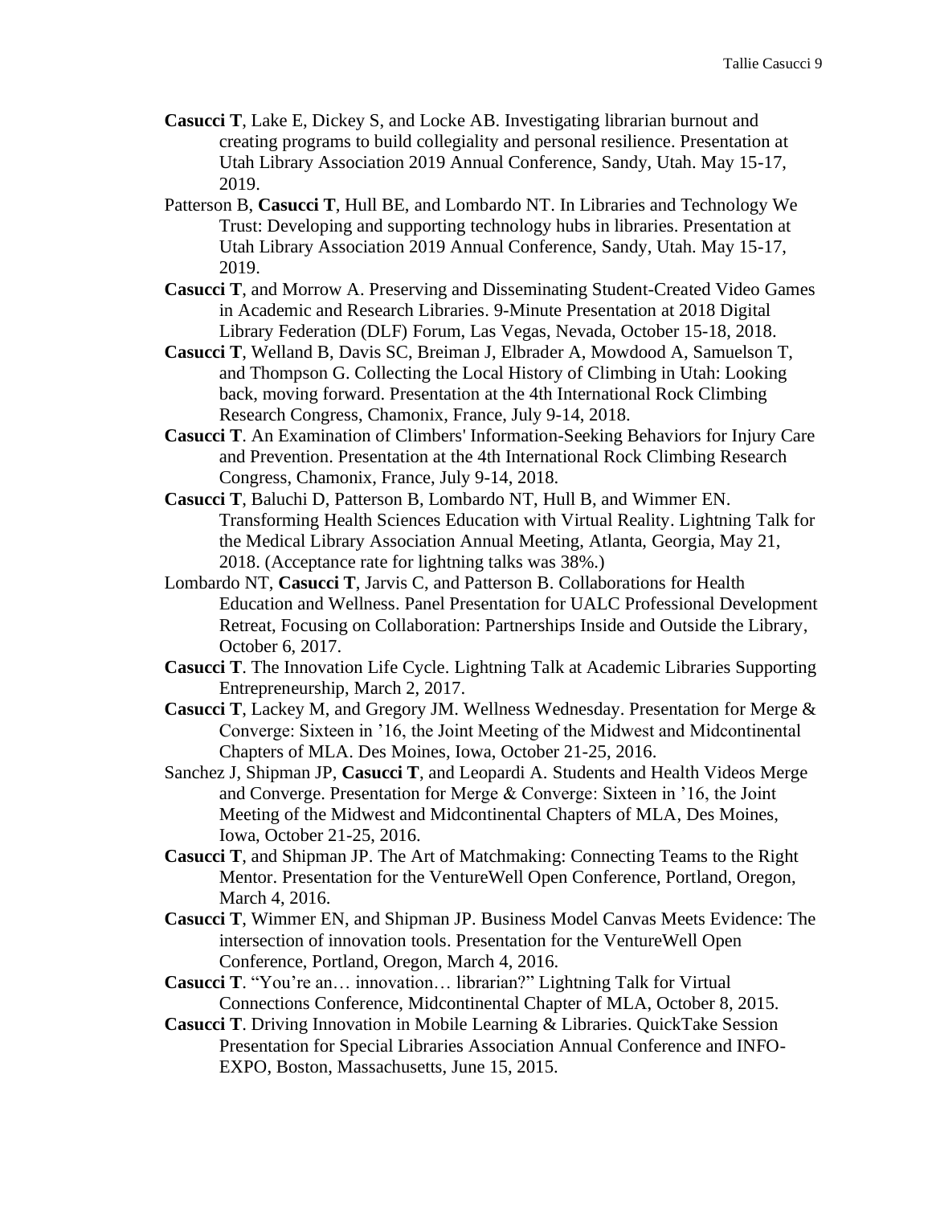**Casucci T**, Lake E, Dickey S, and Locke AB. Investigating librarian burnout and creating programs to build collegiality and personal resilience. Presentation at Utah Library Association 2019 Annual Conference, Sandy, Utah. May 15-17, 2019.

Patterson B, **Casucci T**, Hull BE, and Lombardo NT. In Libraries and Technology We Trust: Developing and supporting technology hubs in libraries. Presentation at Utah Library Association 2019 Annual Conference, Sandy, Utah. May 15-17, 2019.

**Casucci T**, and Morrow A. Preserving and Disseminating Student-Created Video Games in Academic and Research Libraries. 9-Minute Presentation at 2018 Digital Library Federation (DLF) Forum, Las Vegas, Nevada, October 15-18, 2018.

**Casucci T**, Welland B, Davis SC, Breiman J, Elbrader A, Mowdood A, Samuelson T, and Thompson G. Collecting the Local History of Climbing in Utah: Looking back, moving forward. Presentation at the 4th International Rock Climbing Research Congress, Chamonix, France, July 9-14, 2018.

**Casucci T**. An Examination of Climbers' Information-Seeking Behaviors for Injury Care and Prevention. Presentation at the 4th International Rock Climbing Research Congress, Chamonix, France, July 9-14, 2018.

**Casucci T**, Baluchi D, Patterson B, Lombardo NT, Hull B, and Wimmer EN. Transforming Health Sciences Education with Virtual Reality. Lightning Talk for the Medical Library Association Annual Meeting, Atlanta, Georgia, May 21, 2018. (Acceptance rate for lightning talks was 38%.)

Lombardo NT, **Casucci T**, Jarvis C, and Patterson B. Collaborations for Health Education and Wellness. Panel Presentation for UALC Professional Development Retreat, Focusing on Collaboration: Partnerships Inside and Outside the Library, October 6, 2017.

**Casucci T**. The Innovation Life Cycle. Lightning Talk at Academic Libraries Supporting Entrepreneurship, March 2, 2017.

**Casucci T**, Lackey M, and Gregory JM. Wellness Wednesday. Presentation for Merge & Converge: Sixteen in '16, the Joint Meeting of the Midwest and Midcontinental Chapters of MLA. Des Moines, Iowa, October 21-25, 2016.

Sanchez J, Shipman JP, **Casucci T**, and Leopardi A. Students and Health Videos Merge and Converge. Presentation for Merge & Converge: Sixteen in '16, the Joint Meeting of the Midwest and Midcontinental Chapters of MLA, Des Moines, Iowa, October 21-25, 2016.

**Casucci T**, and Shipman JP. The Art of Matchmaking: Connecting Teams to the Right Mentor. Presentation for the VentureWell Open Conference, Portland, Oregon, March 4, 2016.

**Casucci T**, Wimmer EN, and Shipman JP. Business Model Canvas Meets Evidence: The intersection of innovation tools. Presentation for the VentureWell Open Conference, Portland, Oregon, March 4, 2016.

**Casucci T**. "You're an… innovation… librarian?" Lightning Talk for Virtual Connections Conference, Midcontinental Chapter of MLA, October 8, 2015.

**Casucci T**. Driving Innovation in Mobile Learning & Libraries. QuickTake Session Presentation for Special Libraries Association Annual Conference and INFO-EXPO, Boston, Massachusetts, June 15, 2015.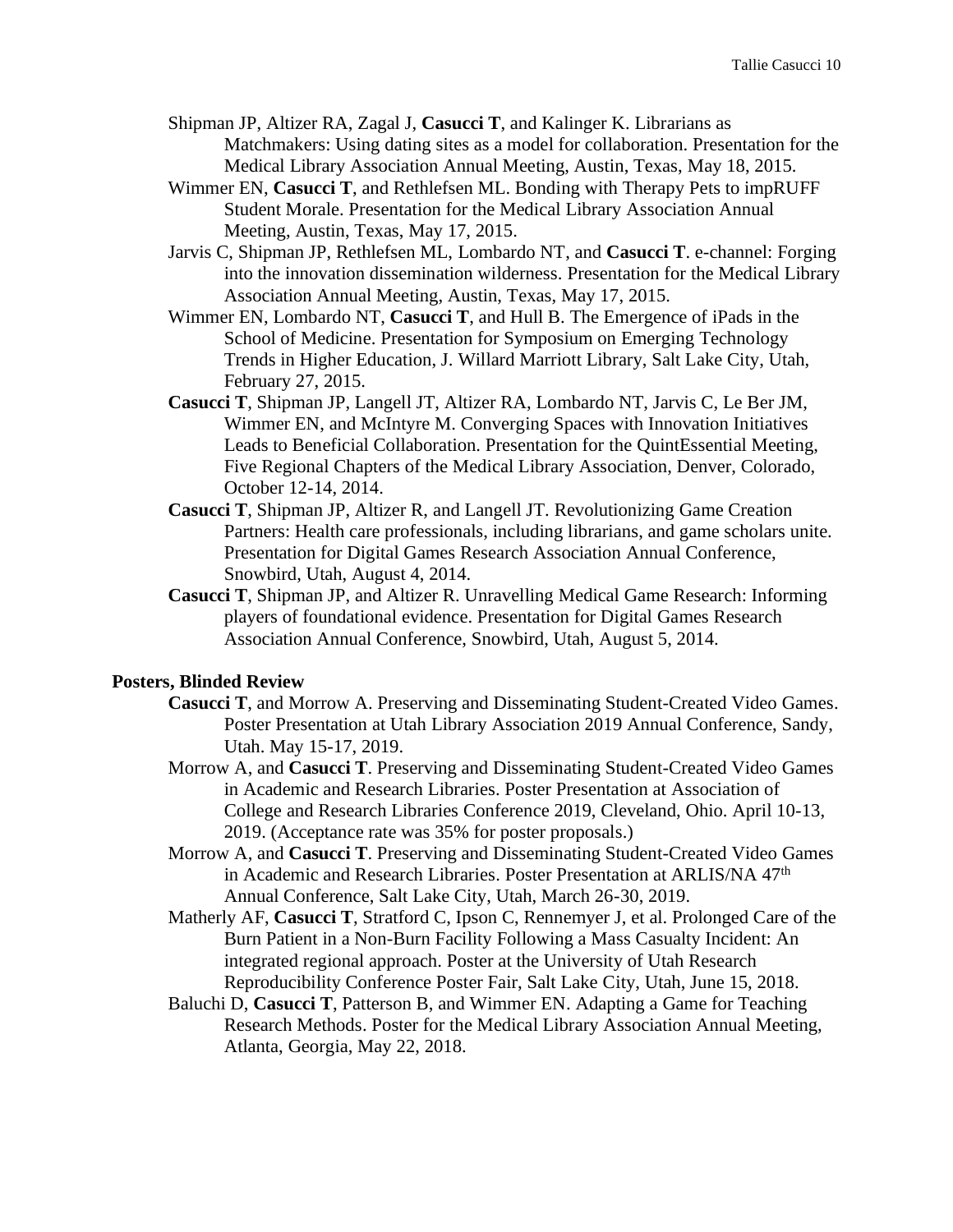Shipman JP, Altizer RA, Zagal J, **Casucci T**, and Kalinger K. Librarians as Matchmakers: Using dating sites as a model for collaboration. Presentation for the Medical Library Association Annual Meeting, Austin, Texas, May 18, 2015.

Wimmer EN, **Casucci T**, and Rethlefsen ML. Bonding with Therapy Pets to impRUFF Student Morale. Presentation for the Medical Library Association Annual Meeting, Austin, Texas, May 17, 2015.

Jarvis C, Shipman JP, Rethlefsen ML, Lombardo NT, and **Casucci T**. e-channel: Forging into the innovation dissemination wilderness. Presentation for the Medical Library Association Annual Meeting, Austin, Texas, May 17, 2015.

Wimmer EN, Lombardo NT, **Casucci T**, and Hull B. The Emergence of iPads in the School of Medicine. Presentation for Symposium on Emerging Technology Trends in Higher Education, J. Willard Marriott Library, Salt Lake City, Utah, February 27, 2015.

**Casucci T**, Shipman JP, Langell JT, Altizer RA, Lombardo NT, Jarvis C, Le Ber JM, Wimmer EN, and McIntyre M. Converging Spaces with Innovation Initiatives Leads to Beneficial Collaboration. Presentation for the QuintEssential Meeting, Five Regional Chapters of the Medical Library Association, Denver, Colorado, October 12-14, 2014.

**Casucci T**, Shipman JP, Altizer R, and Langell JT. Revolutionizing Game Creation Partners: Health care professionals, including librarians, and game scholars unite. Presentation for Digital Games Research Association Annual Conference, Snowbird, Utah, August 4, 2014.

**Casucci T**, Shipman JP, and Altizer R. Unravelling Medical Game Research: Informing players of foundational evidence. Presentation for Digital Games Research Association Annual Conference, Snowbird, Utah, August 5, 2014.

**Posters, Blinded Review**

**Casucci T**, and Morrow A. Preserving and Disseminating Student-Created Video Games. Poster Presentation at Utah Library Association 2019 Annual Conference, Sandy, Utah. May 15-17, 2019.

Morrow A, and **Casucci T**. Preserving and Disseminating Student-Created Video Games in Academic and Research Libraries. Poster Presentation at Association of College and Research Libraries Conference 2019, Cleveland, Ohio. April 10-13, 2019. (Acceptance rate was 35% for poster proposals.)

Morrow A, and **Casucci T**. Preserving and Disseminating Student-Created Video Games in Academic and Research Libraries. Poster Presentation at ARLIS/NA 47th Annual Conference, Salt Lake City, Utah, March 26-30, 2019.

Matherly AF, **Casucci T**, Stratford C, Ipson C, Rennemyer J, et al. Prolonged Care of the Burn Patient in a Non-Burn Facility Following a Mass Casualty Incident: An integrated regional approach. Poster at the University of Utah Research Reproducibility Conference Poster Fair, Salt Lake City, Utah, June 15, 2018.

Baluchi D, **Casucci T**, Patterson B, and Wimmer EN. Adapting a Game for Teaching Research Methods. Poster for the Medical Library Association Annual Meeting, Atlanta, Georgia, May 22, 2018.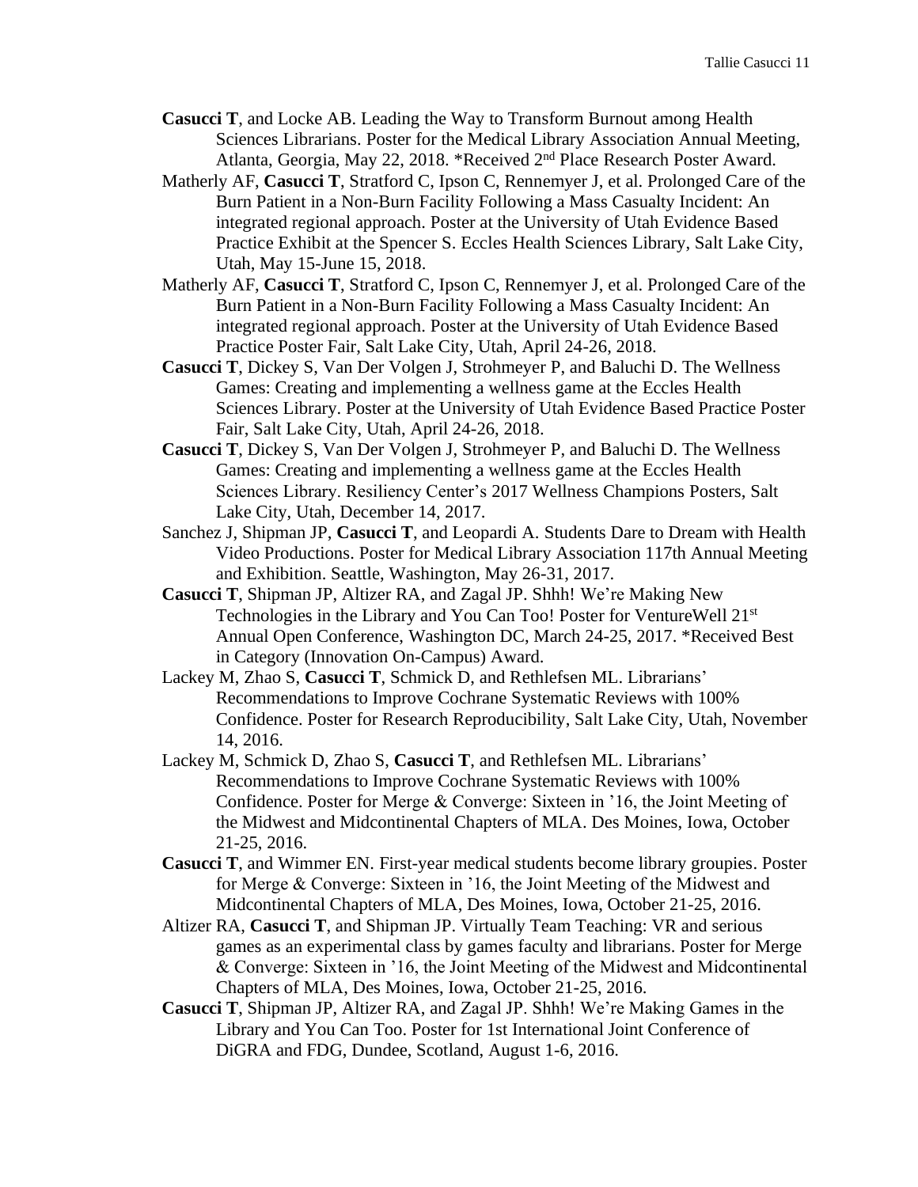**Casucci T**, and Locke AB. Leading the Way to Transform Burnout among Health Sciences Librarians. Poster for the Medical Library Association Annual Meeting, Atlanta, Georgia, May 22, 2018. *Received 2nd Place Research Poster Award.

Matherly AF, **Casucci T**, Stratford C, Ipson C, Rennemyer J, et al. Prolonged Care of the Burn Patient in a Non-Burn Facility Following a Mass Casualty Incident: An integrated regional approach. Poster at the University of Utah Evidence Based Practice Exhibit at the Spencer S. Eccles Health Sciences Library, Salt Lake City, Utah, May 15-June 15, 2018.

Matherly AF, **Casucci T**, Stratford C, Ipson C, Rennemyer J, et al. Prolonged Care of the Burn Patient in a Non-Burn Facility Following a Mass Casualty Incident: An integrated regional approach. Poster at the University of Utah Evidence Based Practice Poster Fair, Salt Lake City, Utah, April 24-26, 2018.

**Casucci T**, Dickey S, Van Der Volgen J, Strohmeyer P, and Baluchi D. The Wellness Games: Creating and implementing a wellness game at the Eccles Health Sciences Library. Poster at the University of Utah Evidence Based Practice Poster Fair, Salt Lake City, Utah, April 24-26, 2018.

**Casucci T**, Dickey S, Van Der Volgen J, Strohmeyer P, and Baluchi D. The Wellness Games: Creating and implementing a wellness game at the Eccles Health Sciences Library. Resiliency Center's 2017 Wellness Champions Posters, Salt Lake City, Utah, December 14, 2017.

Sanchez J, Shipman JP, **Casucci T**, and Leopardi A. Students Dare to Dream with Health Video Productions. Poster for Medical Library Association 117th Annual Meeting and Exhibition. Seattle, Washington, May 26-31, 2017.

**Casucci T**, Shipman JP, Altizer RA, and Zagal JP. Shhh! We're Making New Technologies in the Library and You Can Too! Poster for VentureWell 21st Annual Open Conference, Washington DC, March 24-25, 2017. *Received Best in Category (Innovation On-Campus) Award.

Lackey M, Zhao S, **Casucci T**, Schmick D, and Rethlefsen ML. Librarians' Recommendations to Improve Cochrane Systematic Reviews with 100% Confidence. Poster for Research Reproducibility, Salt Lake City, Utah, November 14, 2016.

Lackey M, Schmick D, Zhao S, **Casucci T**, and Rethlefsen ML. Librarians' Recommendations to Improve Cochrane Systematic Reviews with 100% Confidence. Poster for Merge & Converge: Sixteen in '16, the Joint Meeting of the Midwest and Midcontinental Chapters of MLA. Des Moines, Iowa, October 21-25, 2016.

**Casucci T**, and Wimmer EN. First-year medical students become library groupies. Poster for Merge & Converge: Sixteen in '16, the Joint Meeting of the Midwest and Midcontinental Chapters of MLA, Des Moines, Iowa, October 21-25, 2016.

Altizer RA, **Casucci T**, and Shipman JP. Virtually Team Teaching: VR and serious games as an experimental class by games faculty and librarians. Poster for Merge & Converge: Sixteen in '16, the Joint Meeting of the Midwest and Midcontinental Chapters of MLA, Des Moines, Iowa, October 21-25, 2016.

**Casucci T**, Shipman JP, Altizer RA, and Zagal JP. Shhh! We're Making Games in the Library and You Can Too. Poster for 1st International Joint Conference of DiGRA and FDG, Dundee, Scotland, August 1-6, 2016.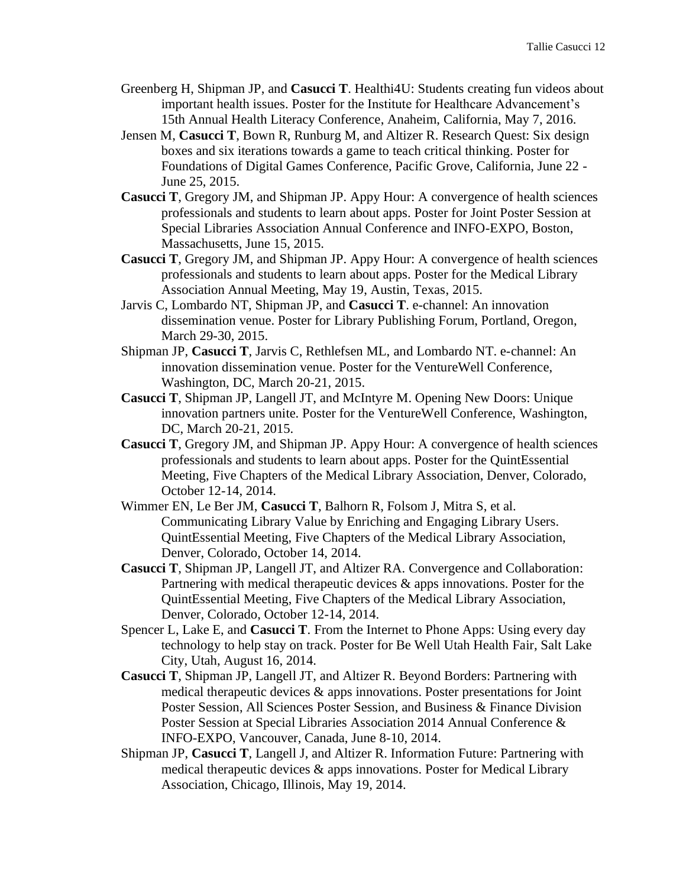Greenberg H, Shipman JP, and **Casucci T**. Healthi4U: Students creating fun videos about important health issues. Poster for the Institute for Healthcare Advancement's 15th Annual Health Literacy Conference, Anaheim, California, May 7, 2016.

Jensen M, **Casucci T**, Bown R, Runburg M, and Altizer R. Research Quest: Six design boxes and six iterations towards a game to teach critical thinking. Poster for Foundations of Digital Games Conference, Pacific Grove, California, June 22 - June 25, 2015.

**Casucci T**, Gregory JM, and Shipman JP. Appy Hour: A convergence of health sciences professionals and students to learn about apps. Poster for Joint Poster Session at Special Libraries Association Annual Conference and INFO-EXPO, Boston, Massachusetts, June 15, 2015.

**Casucci T**, Gregory JM, and Shipman JP. Appy Hour: A convergence of health sciences professionals and students to learn about apps. Poster for the Medical Library Association Annual Meeting, May 19, Austin, Texas, 2015.

Jarvis C, Lombardo NT, Shipman JP, and **Casucci T**. e-channel: An innovation dissemination venue. Poster for Library Publishing Forum, Portland, Oregon, March 29-30, 2015.

Shipman JP, **Casucci T**, Jarvis C, Rethlefsen ML, and Lombardo NT. e-channel: An innovation dissemination venue. Poster for the VentureWell Conference, Washington, DC, March 20-21, 2015.

**Casucci T**, Shipman JP, Langell JT, and McIntyre M. Opening New Doors: Unique innovation partners unite. Poster for the VentureWell Conference, Washington, DC, March 20-21, 2015.

**Casucci T**, Gregory JM, and Shipman JP. Appy Hour: A convergence of health sciences professionals and students to learn about apps. Poster for the QuintEssential Meeting, Five Chapters of the Medical Library Association, Denver, Colorado, October 12-14, 2014.

Wimmer EN, Le Ber JM, **Casucci T**, Balhorn R, Folsom J, Mitra S, et al. Communicating Library Value by Enriching and Engaging Library Users. QuintEssential Meeting, Five Chapters of the Medical Library Association, Denver, Colorado, October 14, 2014.

**Casucci T**, Shipman JP, Langell JT, and Altizer RA. Convergence and Collaboration: Partnering with medical therapeutic devices & apps innovations. Poster for the QuintEssential Meeting, Five Chapters of the Medical Library Association, Denver, Colorado, October 12-14, 2014.

Spencer L, Lake E, and **Casucci T**. From the Internet to Phone Apps: Using every day technology to help stay on track. Poster for Be Well Utah Health Fair, Salt Lake City, Utah, August 16, 2014.

**Casucci T**, Shipman JP, Langell JT, and Altizer R. Beyond Borders: Partnering with medical therapeutic devices & apps innovations. Poster presentations for Joint Poster Session, All Sciences Poster Session, and Business & Finance Division Poster Session at Special Libraries Association 2014 Annual Conference & INFO-EXPO, Vancouver, Canada, June 8-10, 2014.

Shipman JP, **Casucci T**, Langell J, and Altizer R. Information Future: Partnering with medical therapeutic devices & apps innovations. Poster for Medical Library Association, Chicago, Illinois, May 19, 2014.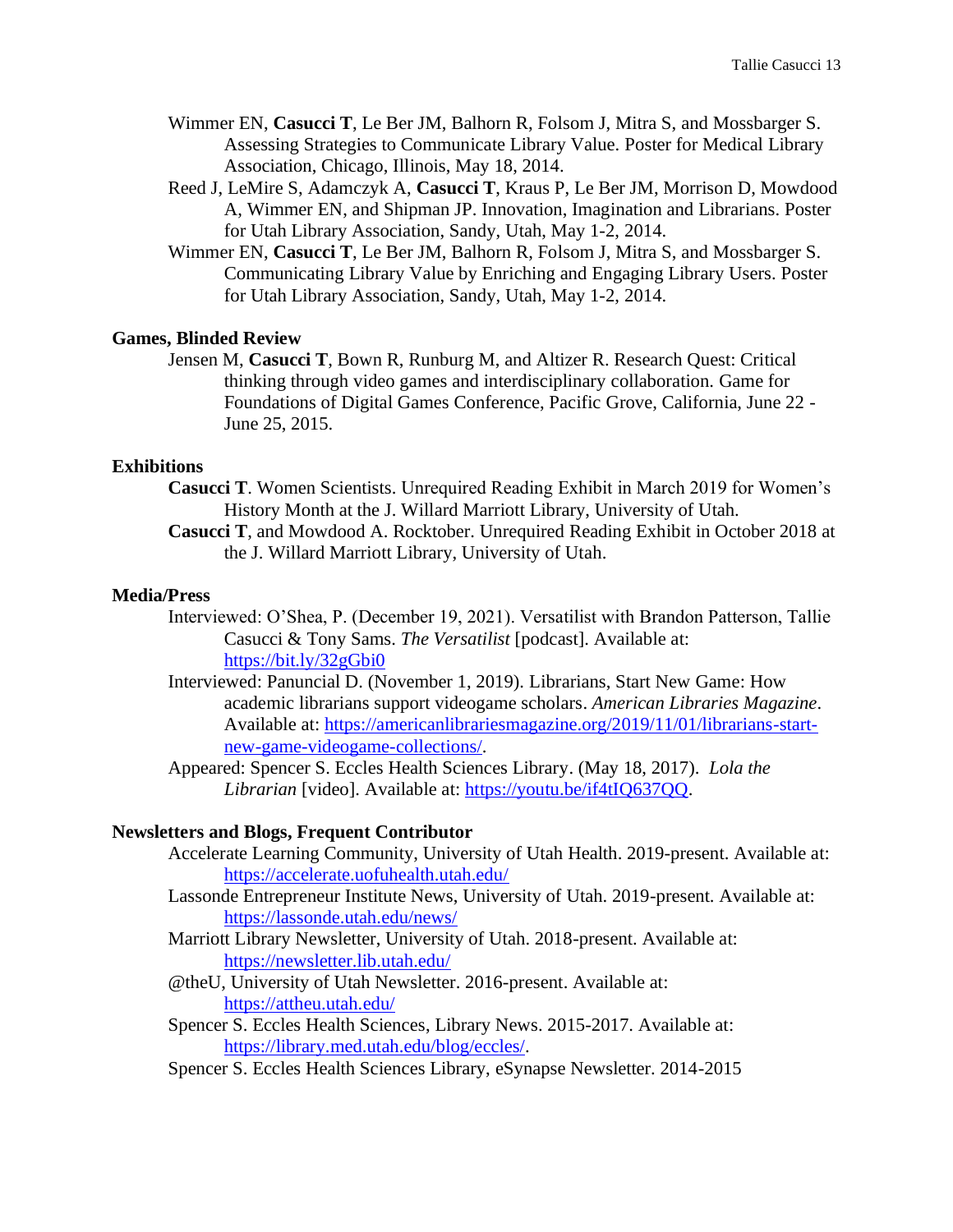Wimmer EN, **Casucci T**, Le Ber JM, Balhorn R, Folsom J, Mitra S, and Mossbarger S. Assessing Strategies to Communicate Library Value. Poster for Medical Library Association, Chicago, Illinois, May 18, 2014.

Reed J, LeMire S, Adamczyk A, **Casucci T**, Kraus P, Le Ber JM, Morrison D, Mowdood A, Wimmer EN, and Shipman JP. Innovation, Imagination and Librarians. Poster for Utah Library Association, Sandy, Utah, May 1-2, 2014.

Wimmer EN, **Casucci T**, Le Ber JM, Balhorn R, Folsom J, Mitra S, and Mossbarger S. Communicating Library Value by Enriching and Engaging Library Users. Poster for Utah Library Association, Sandy, Utah, May 1-2, 2014.

**Games, Blinded Review**

Jensen M, **Casucci T**, Bown R, Runburg M, and Altizer R. Research Quest: Critical thinking through video games and interdisciplinary collaboration. Game for Foundations of Digital Games Conference, Pacific Grove, California, June 22 - June 25, 2015.

**Exhibitions**

**Casucci T**. Women Scientists. Unrequired Reading Exhibit in March 2019 for Women's History Month at the J. Willard Marriott Library, University of Utah.

**Casucci T**, and Mowdood A. Rocktober. Unrequired Reading Exhibit in October 2018 at the J. Willard Marriott Library, University of Utah.

**Media/Press**

Interviewed: O'Shea, P. (December 19, 2021). Versatilist with Brandon Patterson, Tallie Casucci & Tony Sams. *The Versatilist* [podcast]. Available at: https://bit.ly/32gGbi0

Interviewed: Panuncial D. (November 1, 2019). Librarians, Start New Game: How academic librarians support videogame scholars. *American Libraries Magazine*. Available at: https://americanlibrariesmagazine.org/2019/11/01/librarians-start-new-game-videogame-collections/.

Appeared: Spencer S. Eccles Health Sciences Library. (May 18, 2017). *Lola the Librarian* [video]. Available at: https://youtu.be/if4tIQ637QQ.

**Newsletters and Blogs, Frequent Contributor**

Accelerate Learning Community, University of Utah Health. 2019-present. Available at: https://accelerate.uofuhealth.utah.edu/

Lassonde Entrepreneur Institute News, University of Utah. 2019-present. Available at: https://lassonde.utah.edu/news/

Marriott Library Newsletter, University of Utah. 2018-present. Available at: https://newsletter.lib.utah.edu/

@theU, University of Utah Newsletter. 2016-present. Available at: https://attheu.utah.edu/

Spencer S. Eccles Health Sciences, Library News. 2015-2017. Available at: https://library.med.utah.edu/blog/eccles/.

Spencer S. Eccles Health Sciences Library, eSynapse Newsletter. 2014-2015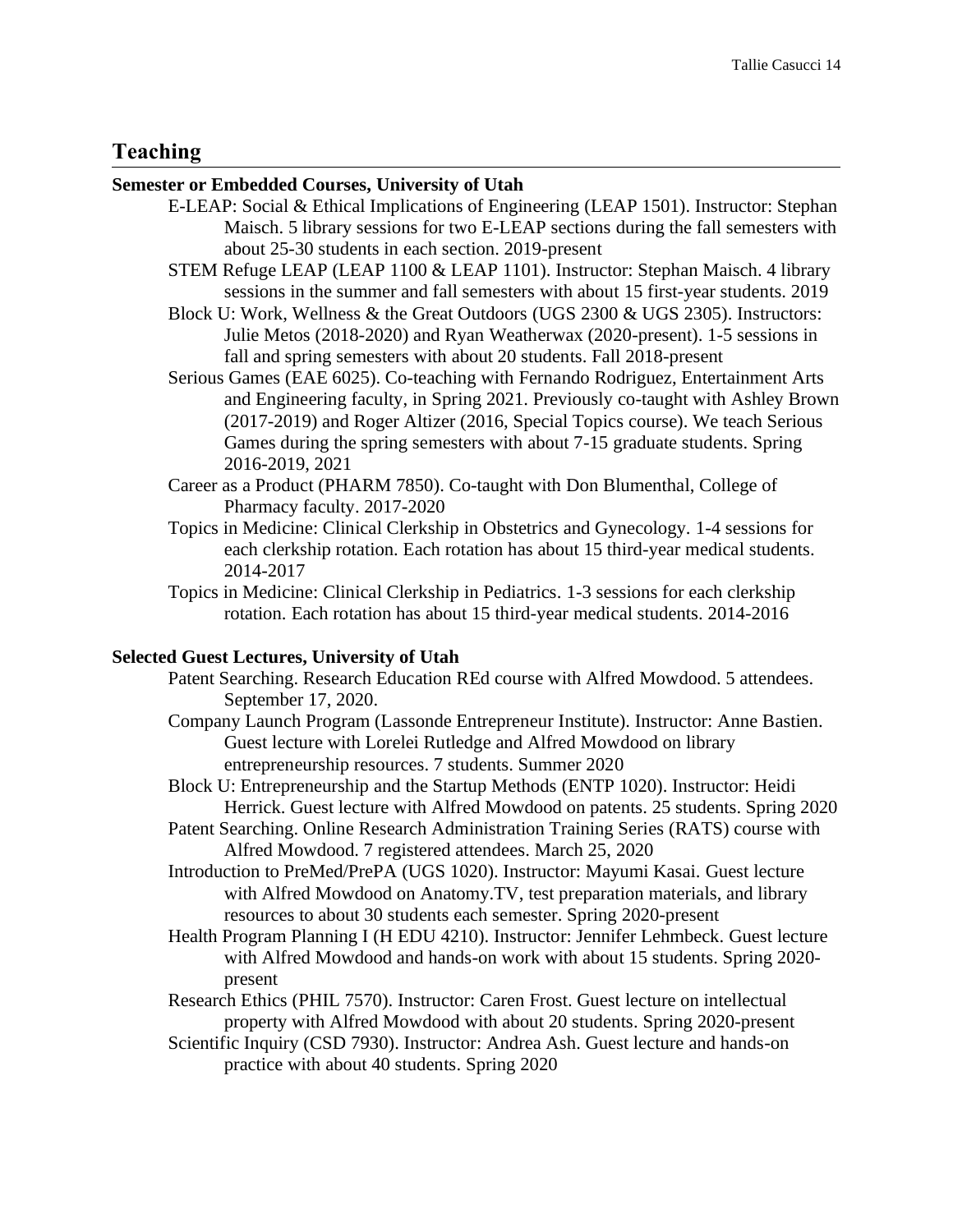## Teaching

**Semester or Embedded Courses, University of Utah**

E-LEAP: Social & Ethical Implications of Engineering (LEAP 1501). Instructor: Stephan Maisch. 5 library sessions for two E-LEAP sections during the fall semesters with about 25-30 students in each section. 2019-present

STEM Refuge LEAP (LEAP 1100 & LEAP 1101). Instructor: Stephan Maisch. 4 library sessions in the summer and fall semesters with about 15 first-year students. 2019

Block U: Work, Wellness & the Great Outdoors (UGS 2300 & UGS 2305). Instructors: Julie Metos (2018-2020) and Ryan Weatherwax (2020-present). 1-5 sessions in fall and spring semesters with about 20 students. Fall 2018-present

Serious Games (EAE 6025). Co-teaching with Fernando Rodriguez, Entertainment Arts and Engineering faculty, in Spring 2021. Previously co-taught with Ashley Brown (2017-2019) and Roger Altizer (2016, Special Topics course). We teach Serious Games during the spring semesters with about 7-15 graduate students. Spring 2016-2019, 2021

Career as a Product (PHARM 7850). Co-taught with Don Blumenthal, College of Pharmacy faculty. 2017-2020

Topics in Medicine: Clinical Clerkship in Obstetrics and Gynecology. 1-4 sessions for each clerkship rotation. Each rotation has about 15 third-year medical students. 2014-2017

Topics in Medicine: Clinical Clerkship in Pediatrics. 1-3 sessions for each clerkship rotation. Each rotation has about 15 third-year medical students. 2014-2016

**Selected Guest Lectures, University of Utah**

Patent Searching. Research Education REd course with Alfred Mowdood. 5 attendees. September 17, 2020.

Company Launch Program (Lassonde Entrepreneur Institute). Instructor: Anne Bastien. Guest lecture with Lorelei Rutledge and Alfred Mowdood on library entrepreneurship resources. 7 students. Summer 2020

Block U: Entrepreneurship and the Startup Methods (ENTP 1020). Instructor: Heidi Herrick. Guest lecture with Alfred Mowdood on patents. 25 students. Spring 2020

Patent Searching. Online Research Administration Training Series (RATS) course with Alfred Mowdood. 7 registered attendees. March 25, 2020

Introduction to PreMed/PrePA (UGS 1020). Instructor: Mayumi Kasai. Guest lecture with Alfred Mowdood on Anatomy.TV, test preparation materials, and library resources to about 30 students each semester. Spring 2020-present

Health Program Planning I (H EDU 4210). Instructor: Jennifer Lehmbeck. Guest lecture with Alfred Mowdood and hands-on work with about 15 students. Spring 2020-present

Research Ethics (PHIL 7570). Instructor: Caren Frost. Guest lecture on intellectual property with Alfred Mowdood with about 20 students. Spring 2020-present

Scientific Inquiry (CSD 7930). Instructor: Andrea Ash. Guest lecture and hands-on practice with about 40 students. Spring 2020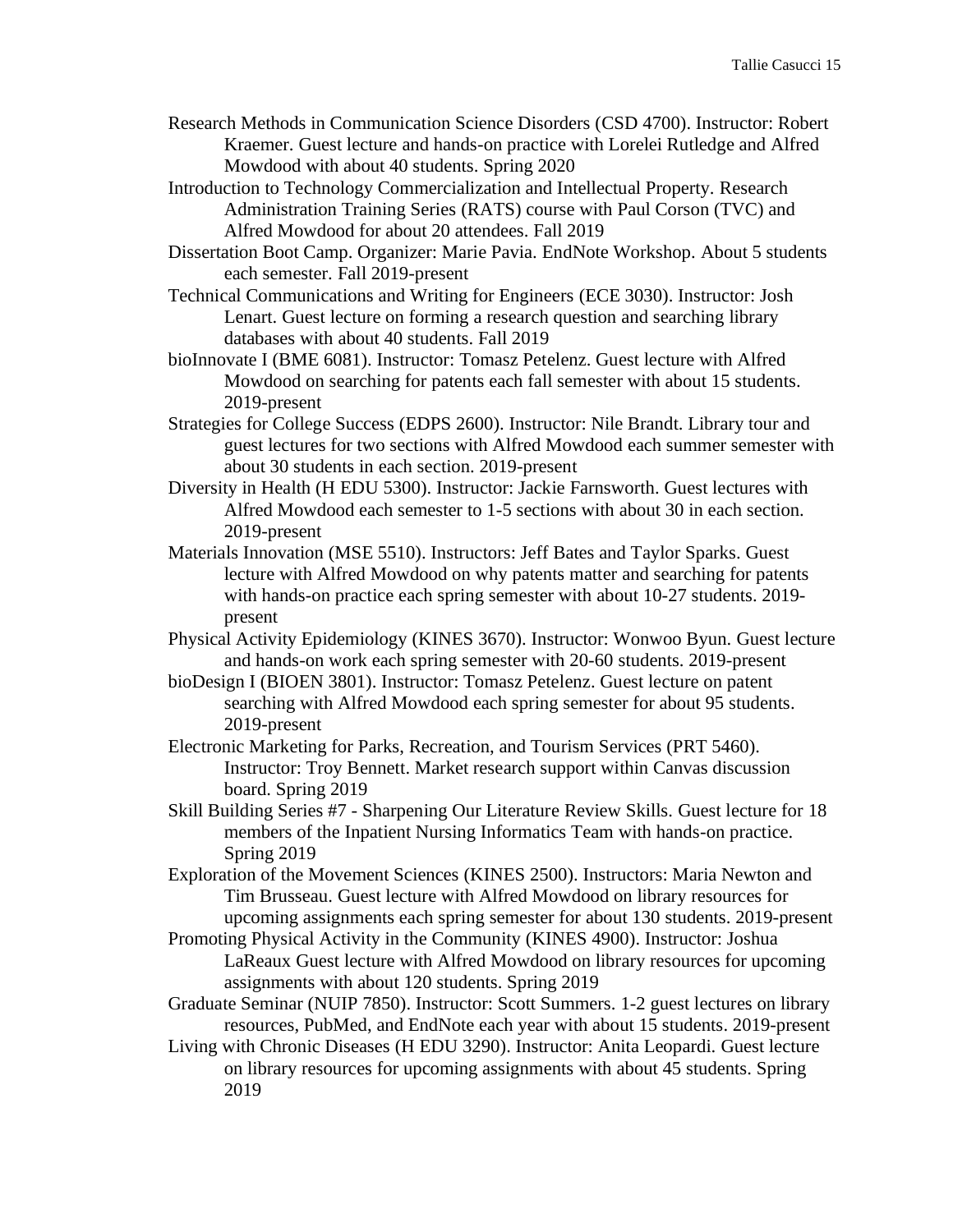Research Methods in Communication Science Disorders (CSD 4700). Instructor: Robert Kraemer. Guest lecture and hands-on practice with Lorelei Rutledge and Alfred Mowdood with about 40 students. Spring 2020

Introduction to Technology Commercialization and Intellectual Property. Research Administration Training Series (RATS) course with Paul Corson (TVC) and Alfred Mowdood for about 20 attendees. Fall 2019

Dissertation Boot Camp. Organizer: Marie Pavia. EndNote Workshop. About 5 students each semester. Fall 2019-present

Technical Communications and Writing for Engineers (ECE 3030). Instructor: Josh Lenart. Guest lecture on forming a research question and searching library databases with about 40 students. Fall 2019

bioInnovate I (BME 6081). Instructor: Tomasz Petelenz. Guest lecture with Alfred Mowdood on searching for patents each fall semester with about 15 students. 2019-present

Strategies for College Success (EDPS 2600). Instructor: Nile Brandt. Library tour and guest lectures for two sections with Alfred Mowdood each summer semester with about 30 students in each section. 2019-present

Diversity in Health (H EDU 5300). Instructor: Jackie Farnsworth. Guest lectures with Alfred Mowdood each semester to 1-5 sections with about 30 in each section. 2019-present

Materials Innovation (MSE 5510). Instructors: Jeff Bates and Taylor Sparks. Guest lecture with Alfred Mowdood on why patents matter and searching for patents with hands-on practice each spring semester with about 10-27 students. 2019-present

Physical Activity Epidemiology (KINES 3670). Instructor: Wonwoo Byun. Guest lecture and hands-on work each spring semester with 20-60 students. 2019-present

bioDesign I (BIOEN 3801). Instructor: Tomasz Petelenz. Guest lecture on patent searching with Alfred Mowdood each spring semester for about 95 students. 2019-present

Electronic Marketing for Parks, Recreation, and Tourism Services (PRT 5460). Instructor: Troy Bennett. Market research support within Canvas discussion board. Spring 2019

Skill Building Series #7 - Sharpening Our Literature Review Skills. Guest lecture for 18 members of the Inpatient Nursing Informatics Team with hands-on practice. Spring 2019

Exploration of the Movement Sciences (KINES 2500). Instructors: Maria Newton and Tim Brusseau. Guest lecture with Alfred Mowdood on library resources for upcoming assignments each spring semester for about 130 students. 2019-present

Promoting Physical Activity in the Community (KINES 4900). Instructor: Joshua LaReaux Guest lecture with Alfred Mowdood on library resources for upcoming assignments with about 120 students. Spring 2019

Graduate Seminar (NUIP 7850). Instructor: Scott Summers. 1-2 guest lectures on library resources, PubMed, and EndNote each year with about 15 students. 2019-present

Living with Chronic Diseases (H EDU 3290). Instructor: Anita Leopardi. Guest lecture on library resources for upcoming assignments with about 45 students. Spring 2019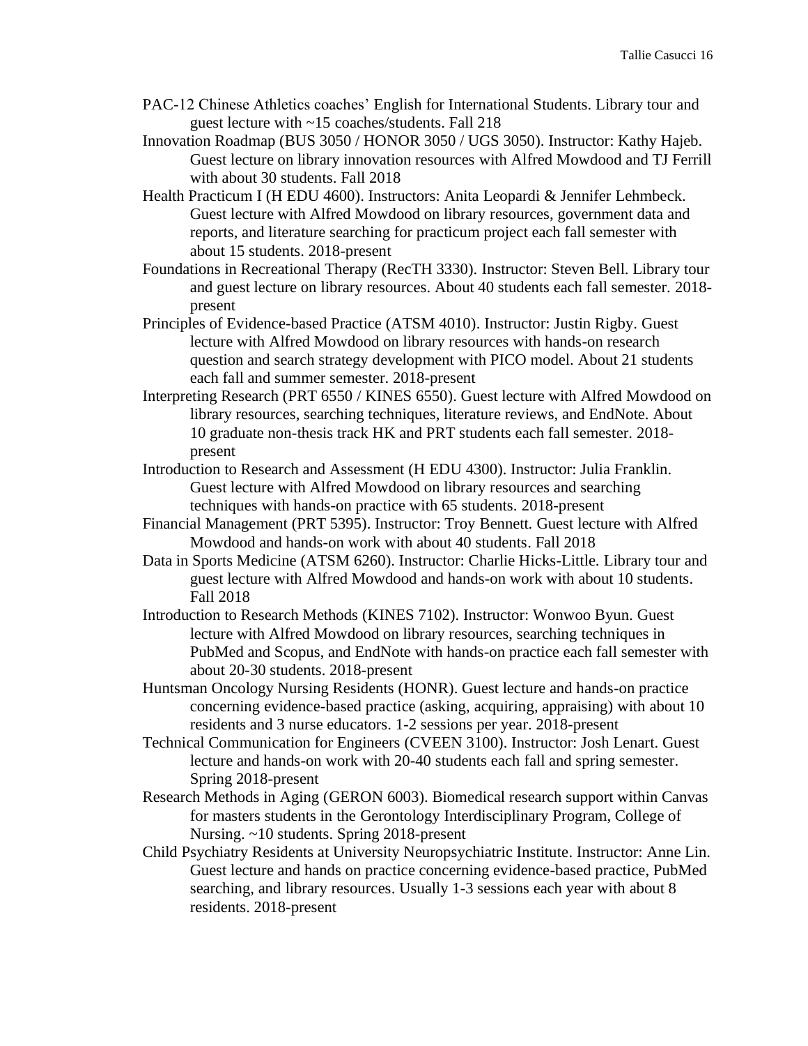PAC-12 Chinese Athletics coaches' English for International Students. Library tour and guest lecture with ~15 coaches/students. Fall 218

Innovation Roadmap (BUS 3050 / HONOR 3050 / UGS 3050). Instructor: Kathy Hajeb. Guest lecture on library innovation resources with Alfred Mowdood and TJ Ferrill with about 30 students. Fall 2018

Health Practicum I (H EDU 4600). Instructors: Anita Leopardi & Jennifer Lehmbeck. Guest lecture with Alfred Mowdood on library resources, government data and reports, and literature searching for practicum project each fall semester with about 15 students. 2018-present

Foundations in Recreational Therapy (RecTH 3330). Instructor: Steven Bell. Library tour and guest lecture on library resources. About 40 students each fall semester. 2018-present

Principles of Evidence-based Practice (ATSM 4010). Instructor: Justin Rigby. Guest lecture with Alfred Mowdood on library resources with hands-on research question and search strategy development with PICO model. About 21 students each fall and summer semester. 2018-present

Interpreting Research (PRT 6550 / KINES 6550). Guest lecture with Alfred Mowdood on library resources, searching techniques, literature reviews, and EndNote. About 10 graduate non-thesis track HK and PRT students each fall semester. 2018-present

Introduction to Research and Assessment (H EDU 4300). Instructor: Julia Franklin. Guest lecture with Alfred Mowdood on library resources and searching techniques with hands-on practice with 65 students. 2018-present

Financial Management (PRT 5395). Instructor: Troy Bennett. Guest lecture with Alfred Mowdood and hands-on work with about 40 students. Fall 2018

Data in Sports Medicine (ATSM 6260). Instructor: Charlie Hicks-Little. Library tour and guest lecture with Alfred Mowdood and hands-on work with about 10 students. Fall 2018

Introduction to Research Methods (KINES 7102). Instructor: Wonwoo Byun. Guest lecture with Alfred Mowdood on library resources, searching techniques in PubMed and Scopus, and EndNote with hands-on practice each fall semester with about 20-30 students. 2018-present

Huntsman Oncology Nursing Residents (HONR). Guest lecture and hands-on practice concerning evidence-based practice (asking, acquiring, appraising) with about 10 residents and 3 nurse educators. 1-2 sessions per year. 2018-present

Technical Communication for Engineers (CVEEN 3100). Instructor: Josh Lenart. Guest lecture and hands-on work with 20-40 students each fall and spring semester. Spring 2018-present

Research Methods in Aging (GERON 6003). Biomedical research support within Canvas for masters students in the Gerontology Interdisciplinary Program, College of Nursing. ~10 students. Spring 2018-present

Child Psychiatry Residents at University Neuropsychiatric Institute. Instructor: Anne Lin. Guest lecture and hands on practice concerning evidence-based practice, PubMed searching, and library resources. Usually 1-3 sessions each year with about 8 residents. 2018-present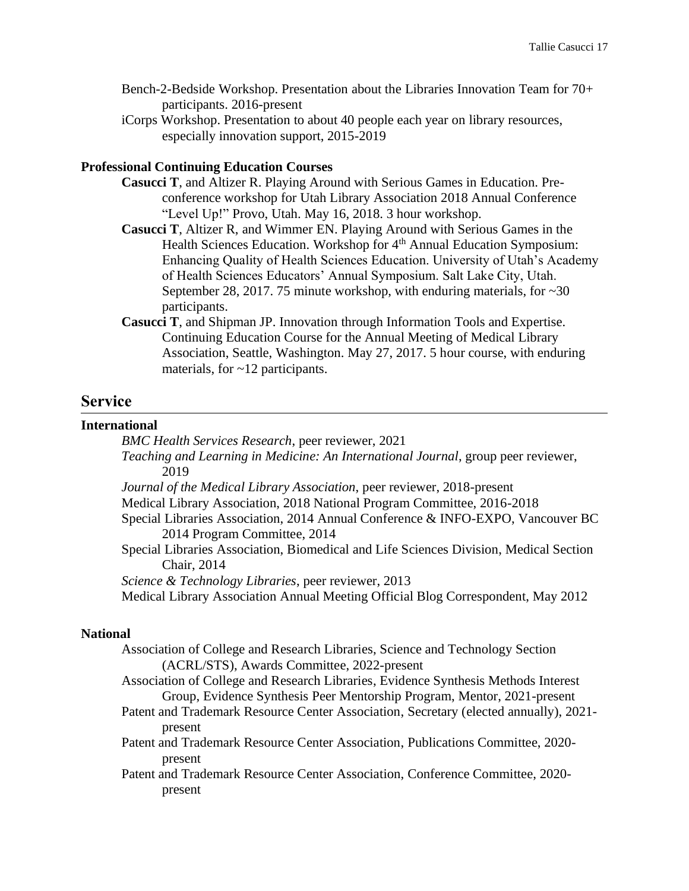Bench-2-Bedside Workshop. Presentation about the Libraries Innovation Team for 70+ participants. 2016-present

iCorps Workshop. Presentation to about 40 people each year on library resources, especially innovation support, 2015-2019

### Professional Continuing Education Courses

**Casucci T**, and Altizer R. Playing Around with Serious Games in Education. Pre-conference workshop for Utah Library Association 2018 Annual Conference "Level Up!" Provo, Utah. May 16, 2018. 3 hour workshop.

**Casucci T**, Altizer R, and Wimmer EN. Playing Around with Serious Games in the Health Sciences Education. Workshop for 4th Annual Education Symposium: Enhancing Quality of Health Sciences Education. University of Utah's Academy of Health Sciences Educators' Annual Symposium. Salt Lake City, Utah. September 28, 2017. 75 minute workshop, with enduring materials, for ~30 participants.

**Casucci T**, and Shipman JP. Innovation through Information Tools and Expertise. Continuing Education Course for the Annual Meeting of Medical Library Association, Seattle, Washington. May 27, 2017. 5 hour course, with enduring materials, for ~12 participants.

## Service

### International

*BMC Health Services Research*, peer reviewer, 2021

*Teaching and Learning in Medicine: An International Journal*, group peer reviewer, 2019

*Journal of the Medical Library Association*, peer reviewer, 2018-present

Medical Library Association, 2018 National Program Committee, 2016-2018

Special Libraries Association, 2014 Annual Conference & INFO-EXPO, Vancouver BC 2014 Program Committee, 2014

Special Libraries Association, Biomedical and Life Sciences Division, Medical Section Chair, 2014

*Science & Technology Libraries*, peer reviewer, 2013

Medical Library Association Annual Meeting Official Blog Correspondent, May 2012

### National

Association of College and Research Libraries, Science and Technology Section (ACRL/STS), Awards Committee, 2022-present

Association of College and Research Libraries, Evidence Synthesis Methods Interest Group, Evidence Synthesis Peer Mentorship Program, Mentor, 2021-present

Patent and Trademark Resource Center Association, Secretary (elected annually), 2021-present

Patent and Trademark Resource Center Association, Publications Committee, 2020-present

Patent and Trademark Resource Center Association, Conference Committee, 2020-present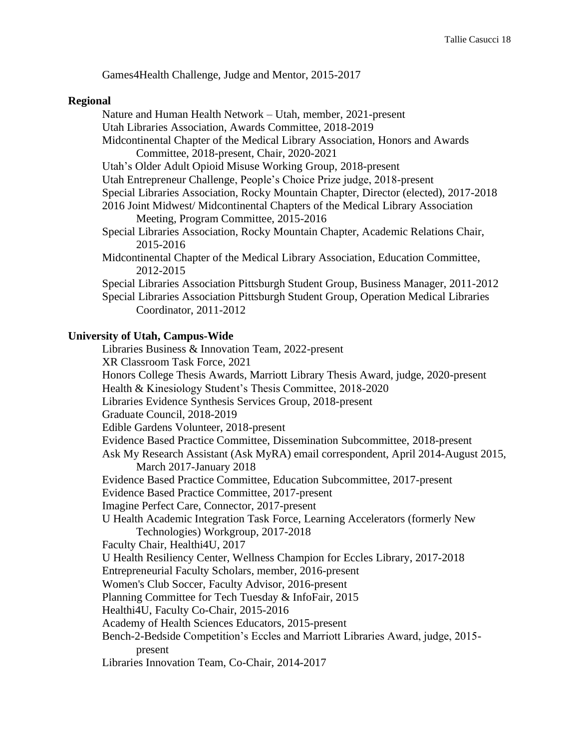Games4Health Challenge, Judge and Mentor, 2015-2017

**Regional**

Nature and Human Health Network – Utah, member, 2021-present
Utah Libraries Association, Awards Committee, 2018-2019
Midcontinental Chapter of the Medical Library Association, Honors and Awards Committee, 2018-present, Chair, 2020-2021
Utah's Older Adult Opioid Misuse Working Group, 2018-present
Utah Entrepreneur Challenge, People's Choice Prize judge, 2018-present
Special Libraries Association, Rocky Mountain Chapter, Director (elected), 2017-2018
2016 Joint Midwest/ Midcontinental Chapters of the Medical Library Association Meeting, Program Committee, 2015-2016
Special Libraries Association, Rocky Mountain Chapter, Academic Relations Chair, 2015-2016
Midcontinental Chapter of the Medical Library Association, Education Committee, 2012-2015
Special Libraries Association Pittsburgh Student Group, Business Manager, 2011-2012
Special Libraries Association Pittsburgh Student Group, Operation Medical Libraries Coordinator, 2011-2012

**University of Utah, Campus-Wide**

Libraries Business & Innovation Team, 2022-present
XR Classroom Task Force, 2021
Honors College Thesis Awards, Marriott Library Thesis Award, judge, 2020-present
Health & Kinesiology Student's Thesis Committee, 2018-2020
Libraries Evidence Synthesis Services Group, 2018-present
Graduate Council, 2018-2019
Edible Gardens Volunteer, 2018-present
Evidence Based Practice Committee, Dissemination Subcommittee, 2018-present
Ask My Research Assistant (Ask MyRA) email correspondent, April 2014-August 2015, March 2017-January 2018
Evidence Based Practice Committee, Education Subcommittee, 2017-present
Evidence Based Practice Committee, 2017-present
Imagine Perfect Care, Connector, 2017-present
U Health Academic Integration Task Force, Learning Accelerators (formerly New Technologies) Workgroup, 2017-2018
Faculty Chair, Healthi4U, 2017
U Health Resiliency Center, Wellness Champion for Eccles Library, 2017-2018
Entrepreneurial Faculty Scholars, member, 2016-present
Women's Club Soccer, Faculty Advisor, 2016-present
Planning Committee for Tech Tuesday & InfoFair, 2015
Healthi4U, Faculty Co-Chair, 2015-2016
Academy of Health Sciences Educators, 2015-present
Bench-2-Bedside Competition's Eccles and Marriott Libraries Award, judge, 2015-present
Libraries Innovation Team, Co-Chair, 2014-2017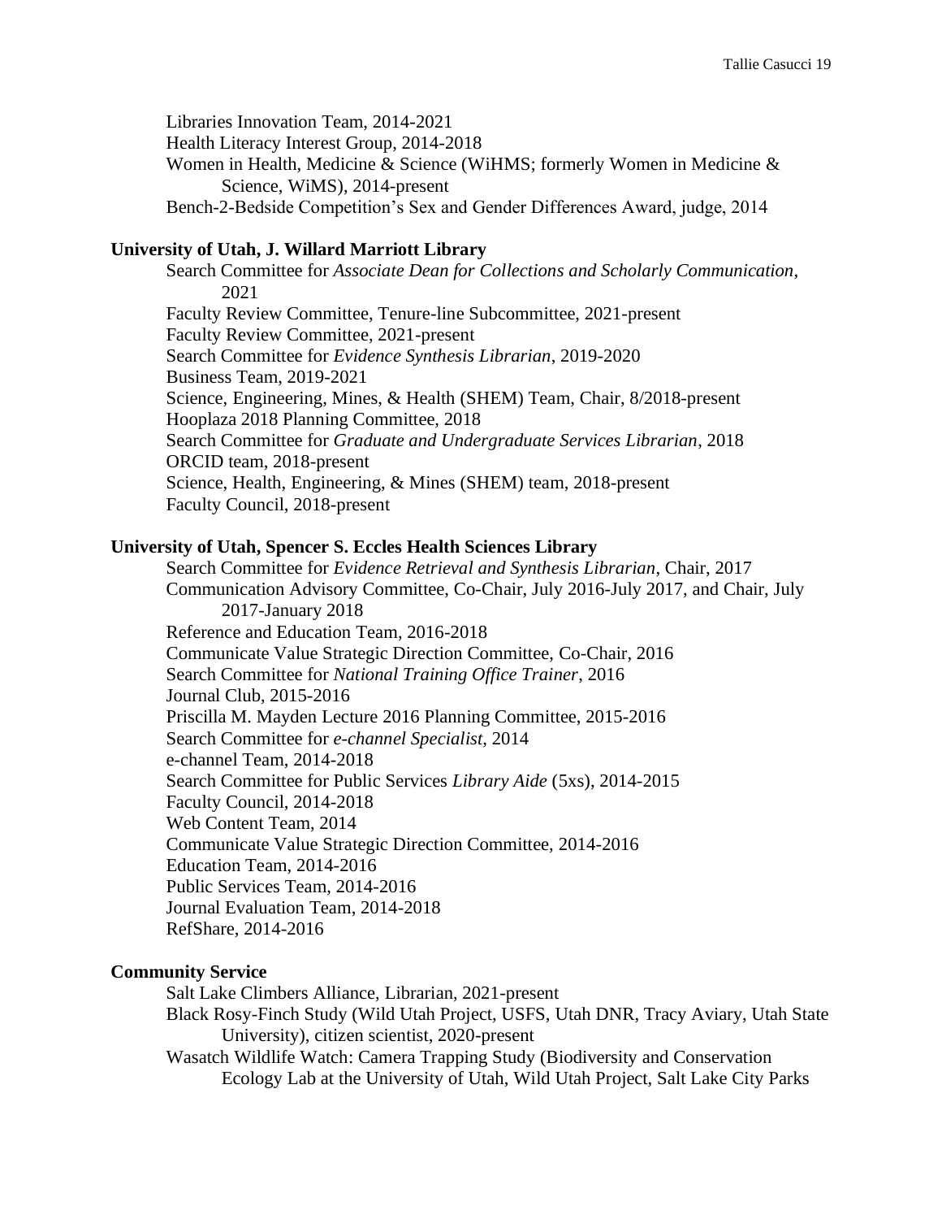Libraries Innovation Team, 2014-2021
Health Literacy Interest Group, 2014-2018
Women in Health, Medicine & Science (WiHMS; formerly Women in Medicine & Science, WiMS), 2014-present
Bench-2-Bedside Competition's Sex and Gender Differences Award, judge, 2014

**University of Utah, J. Willard Marriott Library**

Search Committee for *Associate Dean for Collections and Scholarly Communication*, 2021
Faculty Review Committee, Tenure-line Subcommittee, 2021-present
Faculty Review Committee, 2021-present
Search Committee for *Evidence Synthesis Librarian*, 2019-2020
Business Team, 2019-2021
Science, Engineering, Mines, & Health (SHEM) Team, Chair, 8/2018-present
Hooplaza 2018 Planning Committee, 2018
Search Committee for *Graduate and Undergraduate Services Librarian*, 2018
ORCID team, 2018-present
Science, Health, Engineering, & Mines (SHEM) team, 2018-present
Faculty Council, 2018-present

**University of Utah, Spencer S. Eccles Health Sciences Library**

Search Committee for *Evidence Retrieval and Synthesis Librarian*, Chair, 2017
Communication Advisory Committee, Co-Chair, July 2016-July 2017, and Chair, July 2017-January 2018
Reference and Education Team, 2016-2018
Communicate Value Strategic Direction Committee, Co-Chair, 2016
Search Committee for *National Training Office Trainer*, 2016
Journal Club, 2015-2016
Priscilla M. Mayden Lecture 2016 Planning Committee, 2015-2016
Search Committee for *e-channel Specialist*, 2014
e-channel Team, 2014-2018
Search Committee for Public Services *Library Aide* (5xs), 2014-2015
Faculty Council, 2014-2018
Web Content Team, 2014
Communicate Value Strategic Direction Committee, 2014-2016
Education Team, 2014-2016
Public Services Team, 2014-2016
Journal Evaluation Team, 2014-2018
RefShare, 2014-2016

**Community Service**

Salt Lake Climbers Alliance, Librarian, 2021-present
Black Rosy-Finch Study (Wild Utah Project, USFS, Utah DNR, Tracy Aviary, Utah State University), citizen scientist, 2020-present
Wasatch Wildlife Watch: Camera Trapping Study (Biodiversity and Conservation Ecology Lab at the University of Utah, Wild Utah Project, Salt Lake City Parks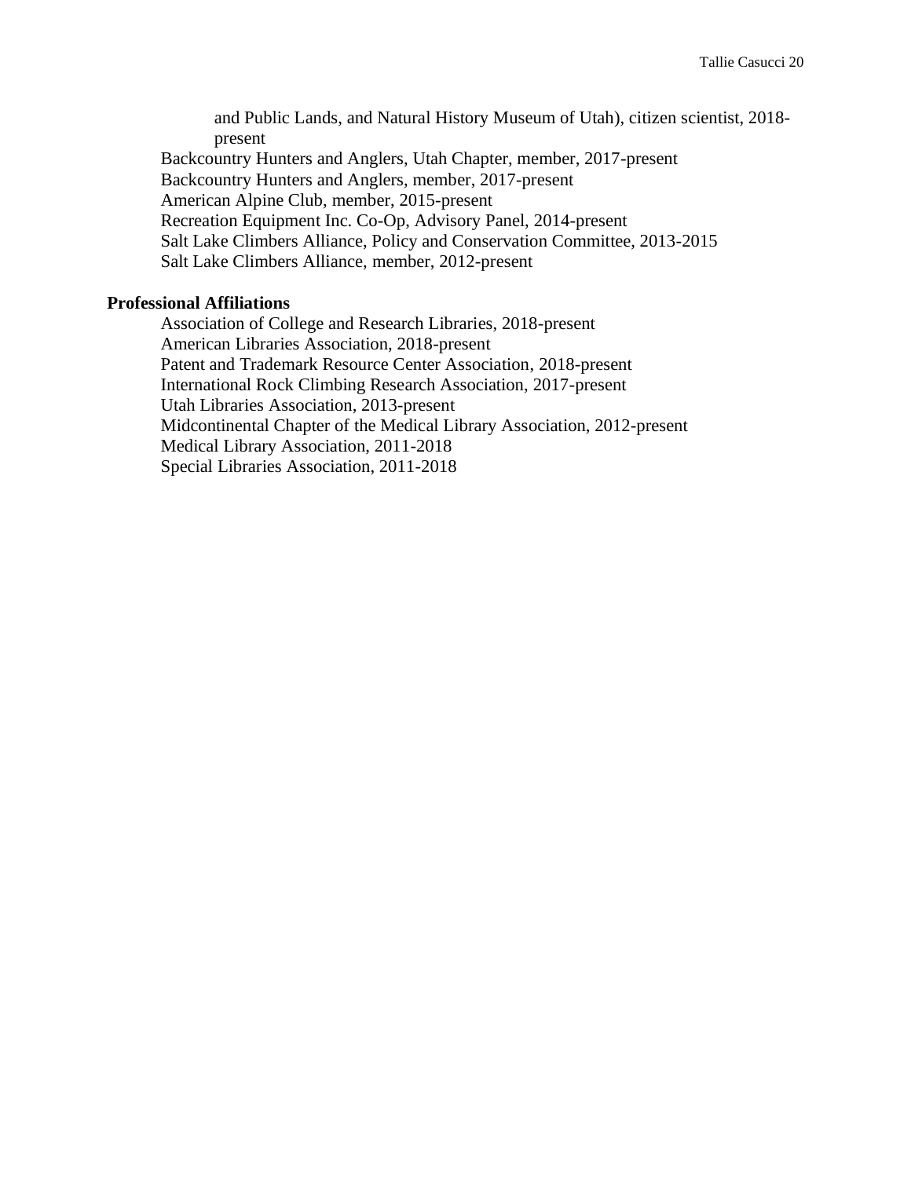and Public Lands, and Natural History Museum of Utah), citizen scientist, 2018-present

Backcountry Hunters and Anglers, Utah Chapter, member, 2017-present
Backcountry Hunters and Anglers, member, 2017-present
American Alpine Club, member, 2015-present
Recreation Equipment Inc. Co-Op, Advisory Panel, 2014-present
Salt Lake Climbers Alliance, Policy and Conservation Committee, 2013-2015
Salt Lake Climbers Alliance, member, 2012-present

**Professional Affiliations**

Association of College and Research Libraries, 2018-present
American Libraries Association, 2018-present
Patent and Trademark Resource Center Association, 2018-present
International Rock Climbing Research Association, 2017-present
Utah Libraries Association, 2013-present
Midcontinental Chapter of the Medical Library Association, 2012-present
Medical Library Association, 2011-2018
Special Libraries Association, 2011-2018